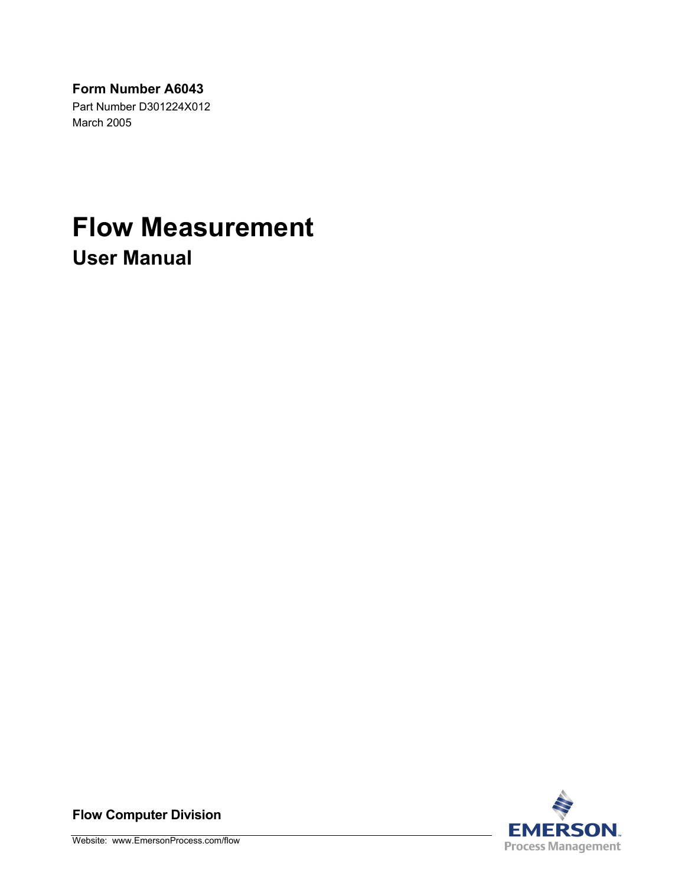**Form Number A6043**

Part Number D301224X012

March 2005

# Flow Measurement

## User Manual

**Flow Computer Division**

Website: www.EmersonProcess.com/flow

EMERSON

Process Management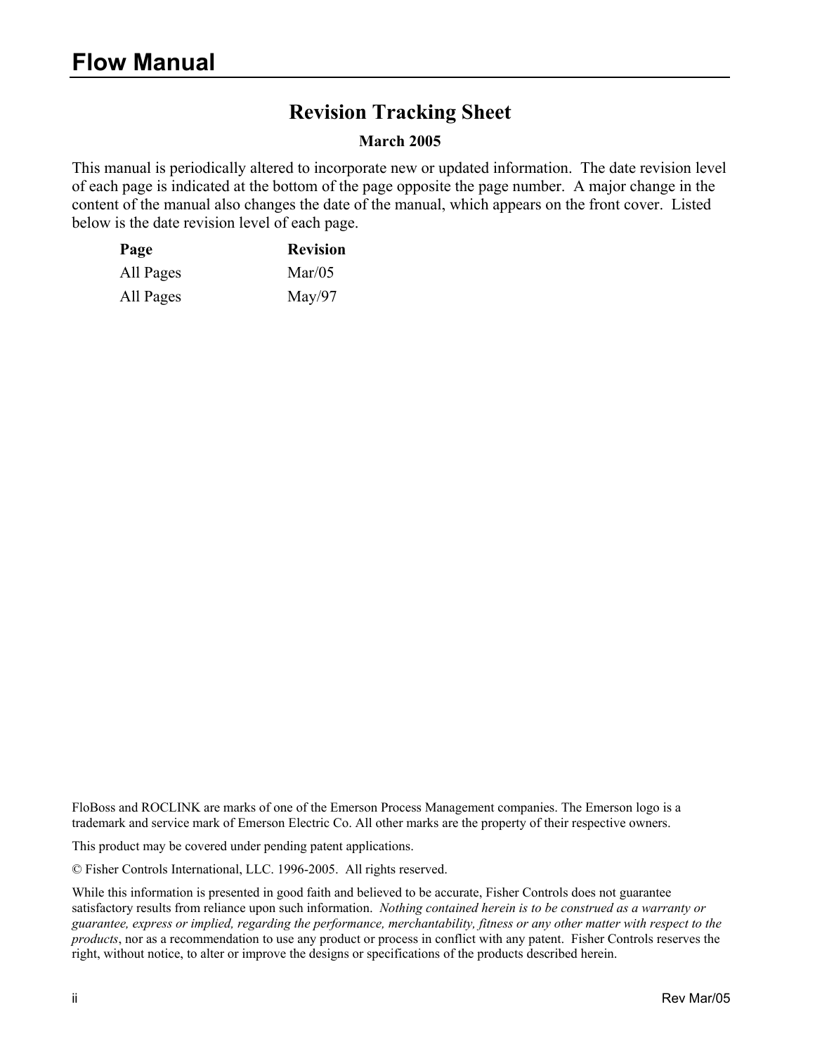## Revision Tracking Sheet

**March 2005**

This manual is periodically altered to incorporate new or updated information. The date revision level of each page is indicated at the bottom of the page opposite the page number. A major change in the content of the manual also changes the date of the manual, which appears on the front cover. Listed below is the date revision level of each page.

| Page | Revision |
|---|---|
| All Pages | Mar/05 |
| All Pages | May/97 |

FloBoss and ROCLINK are marks of one of the Emerson Process Management companies. The Emerson logo is a trademark and service mark of Emerson Electric Co. All other marks are the property of their respective owners.

This product may be covered under pending patent applications.

© Fisher Controls International, LLC. 1996-2005. All rights reserved.

While this information is presented in good faith and believed to be accurate, Fisher Controls does not guarantee satisfactory results from reliance upon such information. *Nothing contained herein is to be construed as a warranty or guarantee, express or implied, regarding the performance, merchantability, fitness or any other matter with respect to the products*, nor as a recommendation to use any product or process in conflict with any patent. Fisher Controls reserves the right, without notice, to alter or improve the designs or specifications of the products described herein.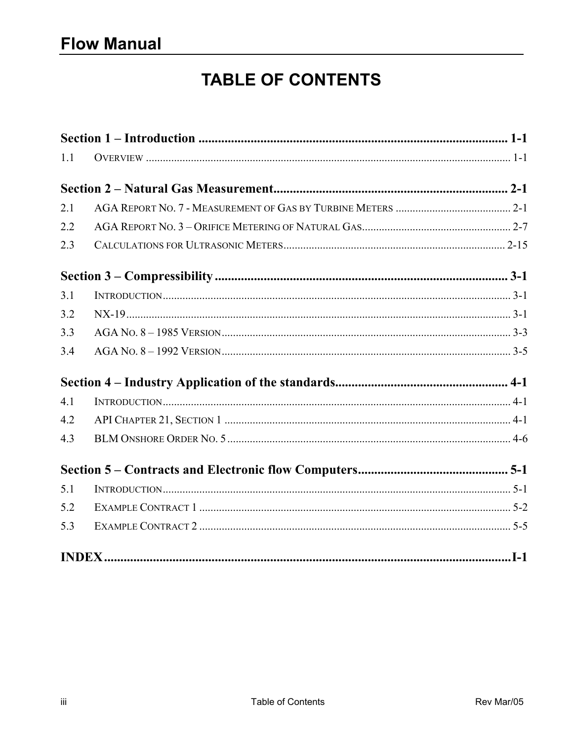# TABLE OF CONTENTS

**Section 1 – Introduction ....................................................................................... 1-1**

1.1 OVERVIEW ........................................................................................................................ 1-1

**Section 2 – Natural Gas Measurement................................................................. 2-1**

2.1 AGA REPORT NO. 7 - MEASUREMENT OF GAS BY TURBINE METERS ......................................... 2-1

2.2 AGA REPORT NO. 3 – ORIFICE METERING OF NATURAL GAS.................................................... 2-7

2.3 CALCULATIONS FOR ULTRASONIC METERS.............................................................................. 2-15

**Section 3 – Compressibility ................................................................................... 3-1**

3.1 INTRODUCTION........................................................................................................................ 3-1

3.2 NX-19...................................................................................................................................... 3-1

3.3 AGA NO. 8 – 1985 VERSION.................................................................................................... 3-3

3.4 AGA NO. 8 – 1992 VERSION.................................................................................................... 3-5

**Section 4 – Industry Application of the standards............................................. 4-1**

4.1 INTRODUCTION........................................................................................................................ 4-1

4.2 API CHAPTER 21, SECTION 1 .................................................................................................... 4-1

4.3 BLM ONSHORE ORDER NO. 5 .................................................................................................... 4-6

**Section 5 – Contracts and Electronic flow Computers........................................ 5-1**

5.1 INTRODUCTION........................................................................................................................ 5-1

5.2 EXAMPLE CONTRACT 1 .............................................................................................................. 5-2

5.3 EXAMPLE CONTRACT 2 .............................................................................................................. 5-5

**INDEX .........................................................................................................................I-1**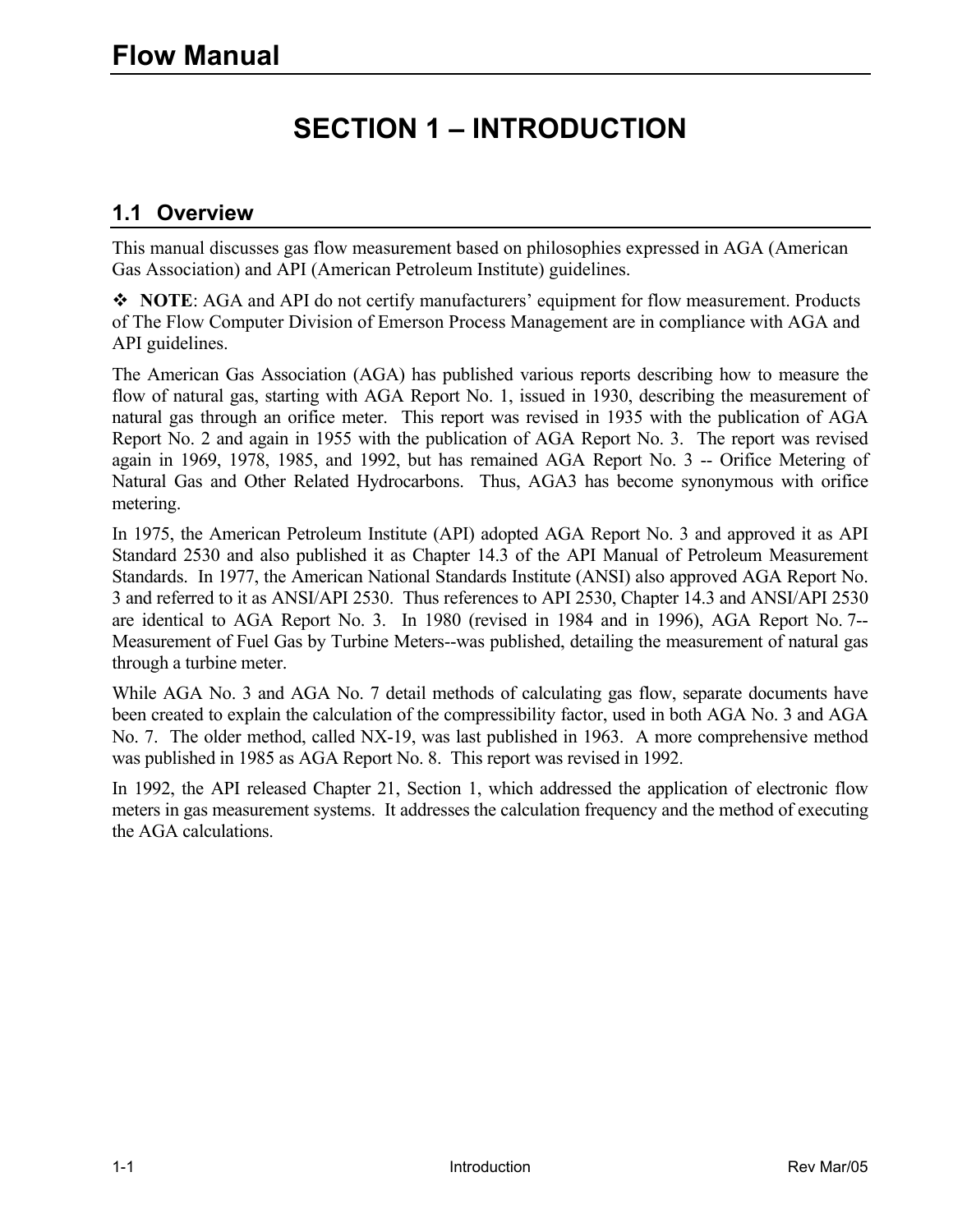# SECTION 1 – INTRODUCTION

## 1.1 Overview

This manual discusses gas flow measurement based on philosophies expressed in AGA (American Gas Association) and API (American Petroleum Institute) guidelines.

❖ **NOTE**: AGA and API do not certify manufacturers' equipment for flow measurement. Products of The Flow Computer Division of Emerson Process Management are in compliance with AGA and API guidelines.

The American Gas Association (AGA) has published various reports describing how to measure the flow of natural gas, starting with AGA Report No. 1, issued in 1930, describing the measurement of natural gas through an orifice meter. This report was revised in 1935 with the publication of AGA Report No. 2 and again in 1955 with the publication of AGA Report No. 3. The report was revised again in 1969, 1978, 1985, and 1992, but has remained AGA Report No. 3 -- Orifice Metering of Natural Gas and Other Related Hydrocarbons. Thus, AGA3 has become synonymous with orifice metering.

In 1975, the American Petroleum Institute (API) adopted AGA Report No. 3 and approved it as API Standard 2530 and also published it as Chapter 14.3 of the API Manual of Petroleum Measurement Standards. In 1977, the American National Standards Institute (ANSI) also approved AGA Report No. 3 and referred to it as ANSI/API 2530. Thus references to API 2530, Chapter 14.3 and ANSI/API 2530 are identical to AGA Report No. 3. In 1980 (revised in 1984 and in 1996), AGA Report No. 7--Measurement of Fuel Gas by Turbine Meters--was published, detailing the measurement of natural gas through a turbine meter.

While AGA No. 3 and AGA No. 7 detail methods of calculating gas flow, separate documents have been created to explain the calculation of the compressibility factor, used in both AGA No. 3 and AGA No. 7. The older method, called NX-19, was last published in 1963. A more comprehensive method was published in 1985 as AGA Report No. 8. This report was revised in 1992.

In 1992, the API released Chapter 21, Section 1, which addressed the application of electronic flow meters in gas measurement systems. It addresses the calculation frequency and the method of executing the AGA calculations.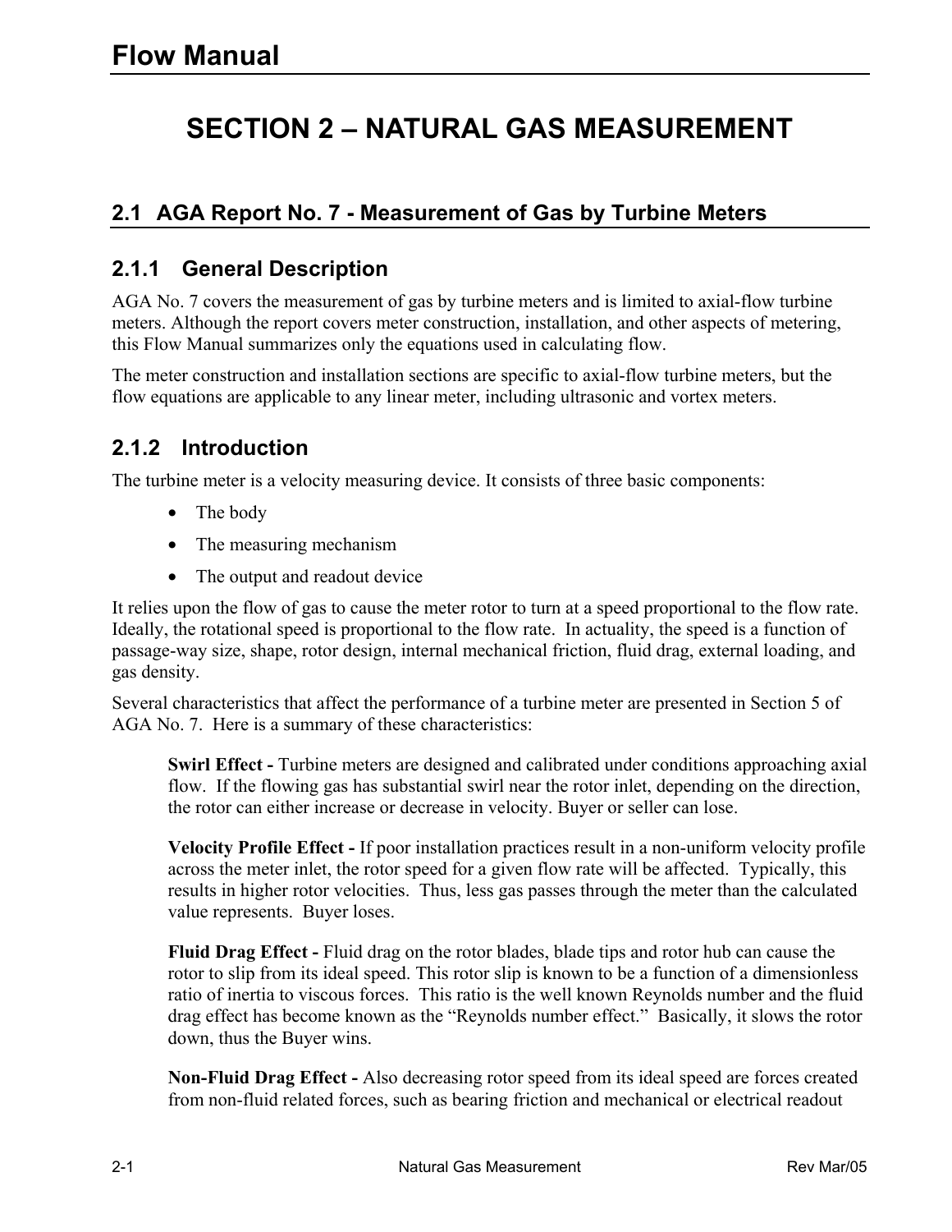# SECTION 2 – NATURAL GAS MEASUREMENT

## 2.1 AGA Report No. 7 - Measurement of Gas by Turbine Meters

### 2.1.1 General Description

AGA No. 7 covers the measurement of gas by turbine meters and is limited to axial-flow turbine meters. Although the report covers meter construction, installation, and other aspects of metering, this Flow Manual summarizes only the equations used in calculating flow.

The meter construction and installation sections are specific to axial-flow turbine meters, but the flow equations are applicable to any linear meter, including ultrasonic and vortex meters.

### 2.1.2 Introduction

The turbine meter is a velocity measuring device. It consists of three basic components:

- The body
- The measuring mechanism
- The output and readout device

It relies upon the flow of gas to cause the meter rotor to turn at a speed proportional to the flow rate. Ideally, the rotational speed is proportional to the flow rate. In actuality, the speed is a function of passage-way size, shape, rotor design, internal mechanical friction, fluid drag, external loading, and gas density.

Several characteristics that affect the performance of a turbine meter are presented in Section 5 of AGA No. 7. Here is a summary of these characteristics:

**Swirl Effect -** Turbine meters are designed and calibrated under conditions approaching axial flow. If the flowing gas has substantial swirl near the rotor inlet, depending on the direction, the rotor can either increase or decrease in velocity. Buyer or seller can lose.

**Velocity Profile Effect -** If poor installation practices result in a non-uniform velocity profile across the meter inlet, the rotor speed for a given flow rate will be affected. Typically, this results in higher rotor velocities. Thus, less gas passes through the meter than the calculated value represents. Buyer loses.

**Fluid Drag Effect -** Fluid drag on the rotor blades, blade tips and rotor hub can cause the rotor to slip from its ideal speed. This rotor slip is known to be a function of a dimensionless ratio of inertia to viscous forces. This ratio is the well known Reynolds number and the fluid drag effect has become known as the "Reynolds number effect." Basically, it slows the rotor down, thus the Buyer wins.

**Non-Fluid Drag Effect -** Also decreasing rotor speed from its ideal speed are forces created from non-fluid related forces, such as bearing friction and mechanical or electrical readout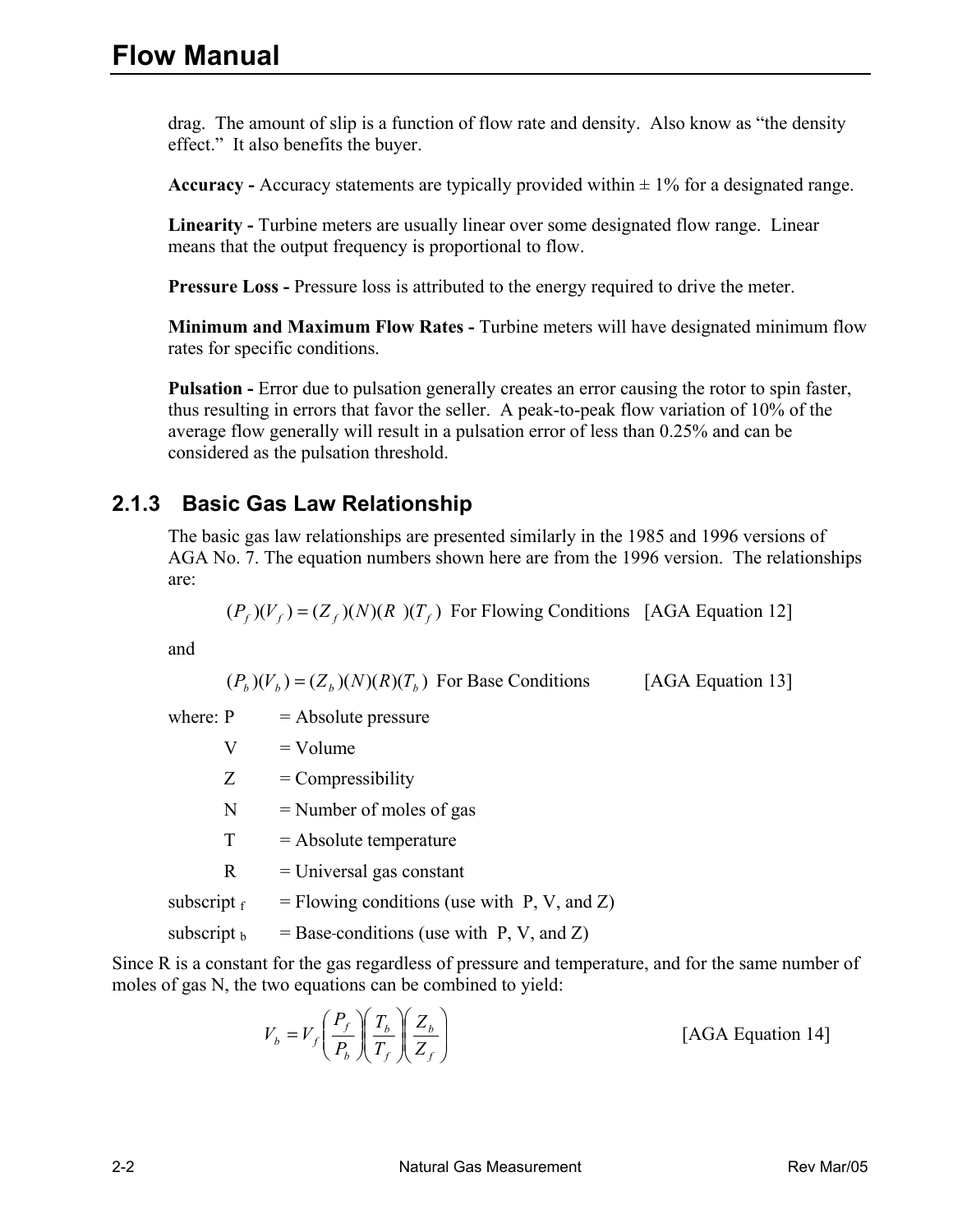drag. The amount of slip is a function of flow rate and density. Also know as "the density effect." It also benefits the buyer.

**Accuracy -** Accuracy statements are typically provided within ± 1% for a designated range.

**Linearity -** Turbine meters are usually linear over some designated flow range. Linear means that the output frequency is proportional to flow.

**Pressure Loss -** Pressure loss is attributed to the energy required to drive the meter.

**Minimum and Maximum Flow Rates -** Turbine meters will have designated minimum flow rates for specific conditions.

**Pulsation -** Error due to pulsation generally creates an error causing the rotor to spin faster, thus resulting in errors that favor the seller. A peak-to-peak flow variation of 10% of the average flow generally will result in a pulsation error of less than 0.25% and can be considered as the pulsation threshold.

### 2.1.3 Basic Gas Law Relationship

The basic gas law relationships are presented similarly in the 1985 and 1996 versions of AGA No. 7. The equation numbers shown here are from the 1996 version. The relationships are:

$$(P_f)(V_f) = (Z_f)(N)(R)(T_f) \text{ For Flowing Conditions} \quad \text{[AGA Equation 12]}$$

and

$$(P_b)(V_b) = (Z_b)(N)(R)(T_b) \text{ For Base Conditions} \quad \text{[AGA Equation 13]}$$

where: P = Absolute pressure

V = Volume

Z = Compressibility

N = Number of moles of gas

T = Absolute temperature

R = Universal gas constant

subscript $_f$ = Flowing conditions (use with P, V, and Z)

subscript $_b$ = Base conditions (use with P, V, and Z)

Since R is a constant for the gas regardless of pressure and temperature, and for the same number of moles of gas N, the two equations can be combined to yield:

$$V_b = V_f \left(\frac{P_f}{P_b}\right)\left(\frac{T_b}{T_f}\right)\left(\frac{Z_b}{Z_f}\right) \quad \text{[AGA Equation 14]}$$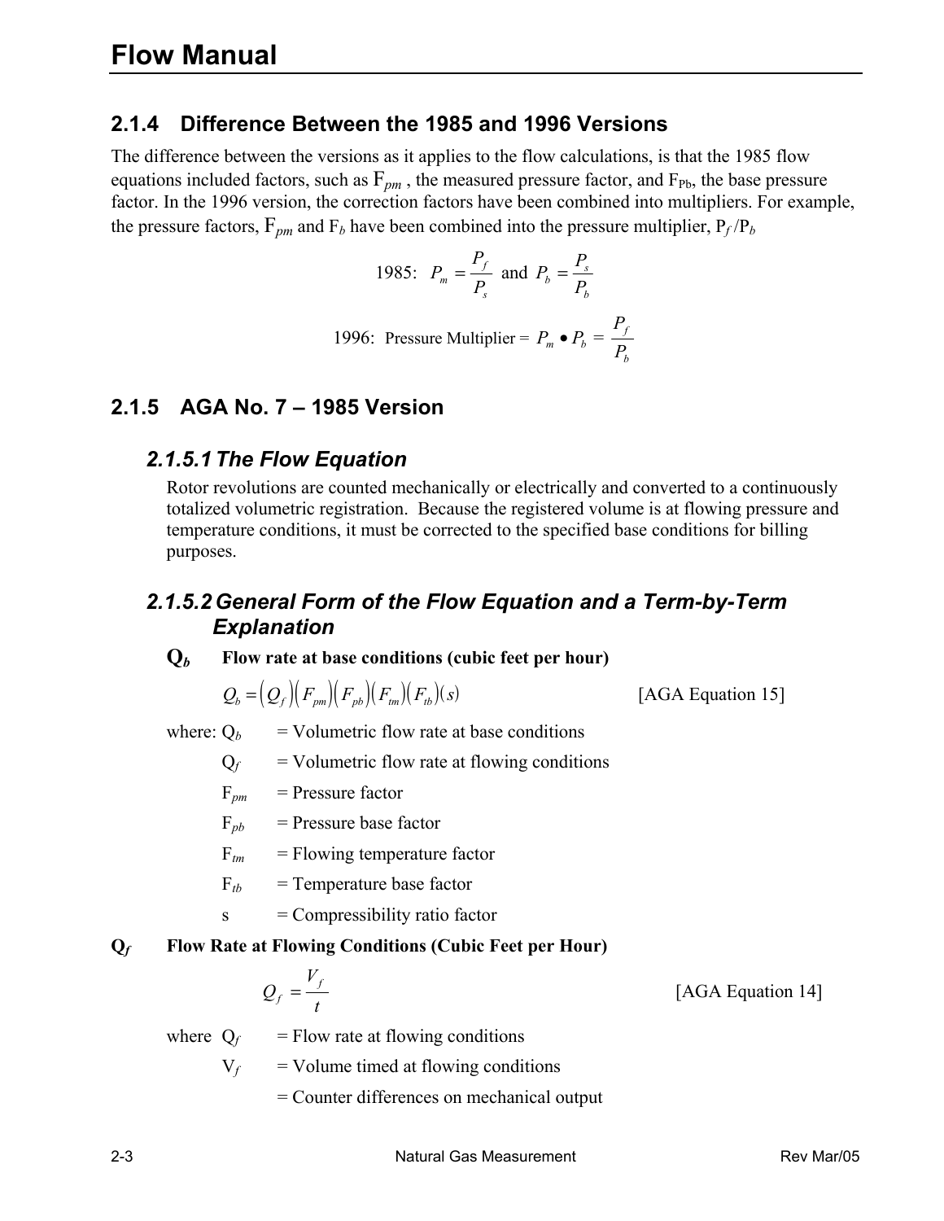## 2.1.4 Difference Between the 1985 and 1996 Versions

The difference between the versions as it applies to the flow calculations, is that the 1985 flow equations included factors, such as $F_{pm}$ , the measured pressure factor, and $F_{Pb}$, the base pressure factor. In the 1996 version, the correction factors have been combined into multipliers. For example, the pressure factors, $F_{pm}$ and $F_b$ have been combined into the pressure multiplier, $P_f / P_b$

$$1985: \quad P_m = \frac{P_f}{P_s} \text{ and } P_b = \frac{P_s}{P_b}$$

$$1996: \quad \text{Pressure Multiplier} = P_m \bullet P_b = \frac{P_f}{P_b}$$

## 2.1.5 AGA No. 7 – 1985 Version

### *2.1.5.1 The Flow Equation*

Rotor revolutions are counted mechanically or electrically and converted to a continuously totalized volumetric registration. Because the registered volume is at flowing pressure and temperature conditions, it must be corrected to the specified base conditions for billing purposes.

### *2.1.5.2 General Form of the Flow Equation and a Term-by-Term Explanation*

**$Q_b$ Flow rate at base conditions (cubic feet per hour)**

$$Q_b = (Q_f)(F_{pm})(F_{pb})(F_{tm})(F_{tb})(s) \qquad \text{[AGA Equation 15]}$$

where: $Q_b$ = Volumetric flow rate at base conditions

$Q_f$ = Volumetric flow rate at flowing conditions

$F_{pm}$ = Pressure factor

$F_{pb}$ = Pressure base factor

$F_{tm}$ = Flowing temperature factor

$F_{tb}$ = Temperature base factor

s = Compressibility ratio factor

**$Q_f$ Flow Rate at Flowing Conditions (Cubic Feet per Hour)**

$$Q_f = \frac{V_f}{t} \qquad \text{[AGA Equation 14]}$$

where $Q_f$ = Flow rate at flowing conditions

$V_f$ = Volume timed at flowing conditions

= Counter differences on mechanical output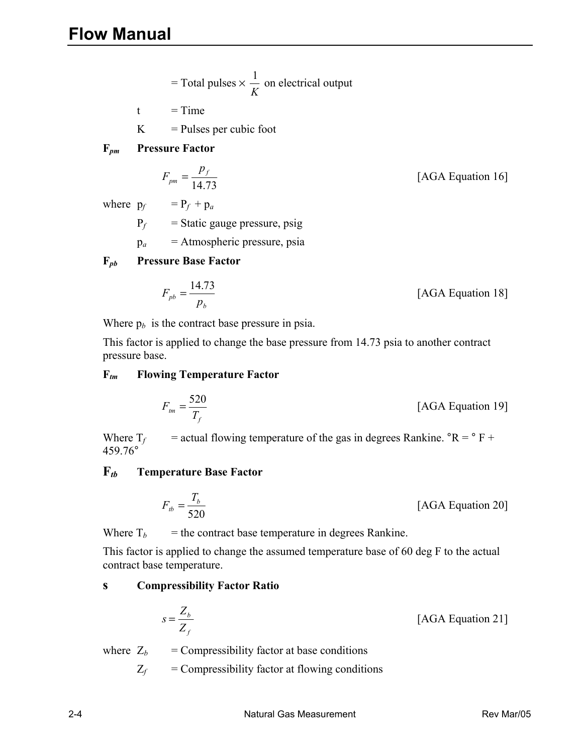$$= \text{Total pulses} \times \frac{1}{K} \text{ on electrical output}$$

t = Time

K = Pulses per cubic foot

**$F_{pm}$ Pressure Factor**

$$F_{pm} = \frac{p_f}{14.73} \quad \text{[AGA Equation 16]}$$

where $p_f$ = $P_f$ + $p_a$

$P_f$ = Static gauge pressure, psig

$p_a$ = Atmospheric pressure, psia

**$F_{pb}$ Pressure Base Factor**

$$F_{pb} = \frac{14.73}{p_b} \quad \text{[AGA Equation 18]}$$

Where $p_b$ is the contract base pressure in psia.

This factor is applied to change the base pressure from 14.73 psia to another contract pressure base.

**$F_{tm}$ Flowing Temperature Factor**

$$F_{tm} = \frac{520}{T_f} \quad \text{[AGA Equation 19]}$$

Where $T_f$ = actual flowing temperature of the gas in degrees Rankine. °R = ° F + 459.76°

**$F_{tb}$ Temperature Base Factor**

$$F_{tb} = \frac{T_b}{520} \quad \text{[AGA Equation 20]}$$

Where $T_b$ = the contract base temperature in degrees Rankine.

This factor is applied to change the assumed temperature base of 60 deg F to the actual contract base temperature.

**s Compressibility Factor Ratio**

$$s = \frac{Z_b}{Z_f} \quad \text{[AGA Equation 21]}$$

where $Z_b$ = Compressibility factor at base conditions

$Z_f$ = Compressibility factor at flowing conditions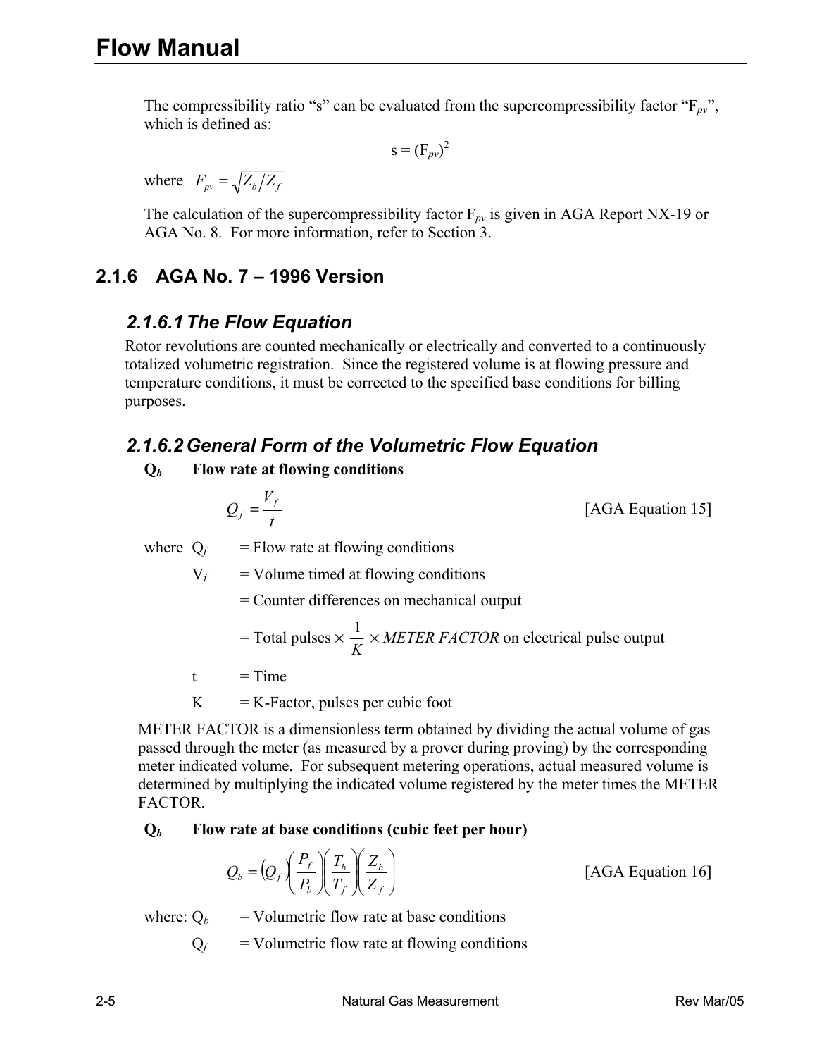The compressibility ratio "s" can be evaluated from the supercompressibility factor "$F_{pv}$", which is defined as:

$$s = (F_{pv})^2$$

where $F_{pv} = \sqrt{Z_b / Z_f}$

The calculation of the supercompressibility factor $F_{pv}$ is given in AGA Report NX-19 or AGA No. 8. For more information, refer to Section 3.

## 2.1.6 AGA No. 7 – 1996 Version

### 2.1.6.1 The Flow Equation

Rotor revolutions are counted mechanically or electrically and converted to a continuously totalized volumetric registration. Since the registered volume is at flowing pressure and temperature conditions, it must be corrected to the specified base conditions for billing purposes.

### 2.1.6.2 General Form of the Volumetric Flow Equation

**$Q_b$ Flow rate at flowing conditions**

$$Q_f = \frac{V_f}{t} \qquad \text{[AGA Equation 15]}$$

where $Q_f$ = Flow rate at flowing conditions

$V_f$ = Volume timed at flowing conditions

= Counter differences on mechanical output

= Total pulses $\times \dfrac{1}{K} \times$ *METER FACTOR* on electrical pulse output

t = Time

K = K-Factor, pulses per cubic foot

METER FACTOR is a dimensionless term obtained by dividing the actual volume of gas passed through the meter (as measured by a prover during proving) by the corresponding meter indicated volume. For subsequent metering operations, actual measured volume is determined by multiplying the indicated volume registered by the meter times the METER FACTOR.

**$Q_b$ Flow rate at base conditions (cubic feet per hour)**

$$Q_b = (Q_f)\left(\frac{P_f}{P_b}\right)\left(\frac{T_b}{T_f}\right)\left(\frac{Z_b}{Z_f}\right) \qquad \text{[AGA Equation 16]}$$

where: $Q_b$ = Volumetric flow rate at base conditions

$Q_f$ = Volumetric flow rate at flowing conditions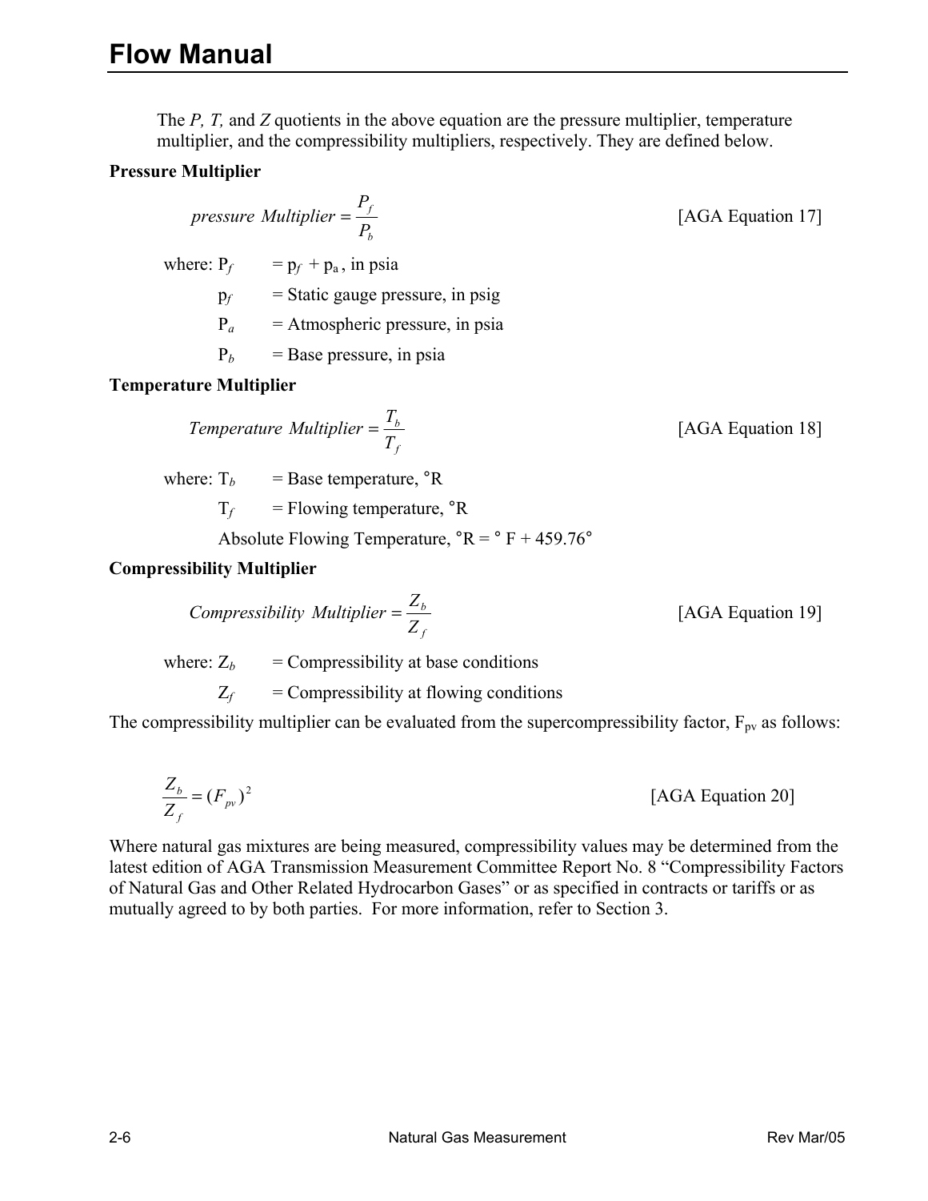The *P, T,* and *Z* quotients in the above equation are the pressure multiplier, temperature multiplier, and the compressibility multipliers, respectively. They are defined below.

**Pressure Multiplier**

$$\text{pressure Multiplier} = \frac{P_f}{P_b} \qquad \text{[AGA Equation 17]}$$

where: $P_f$ = $p_f + p_a$, in psia

$p_f$ = Static gauge pressure, in psig

$P_a$ = Atmospheric pressure, in psia

$P_b$ = Base pressure, in psia

**Temperature Multiplier**

$$\text{Temperature Multiplier} = \frac{T_b}{T_f} \qquad \text{[AGA Equation 18]}$$

where: $T_b$ = Base temperature, °R

$T_f$ = Flowing temperature, °R

Absolute Flowing Temperature, °R = ° F + 459.76°

**Compressibility Multiplier**

$$\text{Compressibility Multiplier} = \frac{Z_b}{Z_f} \qquad \text{[AGA Equation 19]}$$

where: $Z_b$ = Compressibility at base conditions

$Z_f$ = Compressibility at flowing conditions

The compressibility multiplier can be evaluated from the supercompressibility factor, $F_{pv}$ as follows:

$$\frac{Z_b}{Z_f} = (F_{pv})^2 \qquad \text{[AGA Equation 20]}$$

Where natural gas mixtures are being measured, compressibility values may be determined from the latest edition of AGA Transmission Measurement Committee Report No. 8 "Compressibility Factors of Natural Gas and Other Related Hydrocarbon Gases" or as specified in contracts or tariffs or as mutually agreed to by both parties. For more information, refer to Section 3.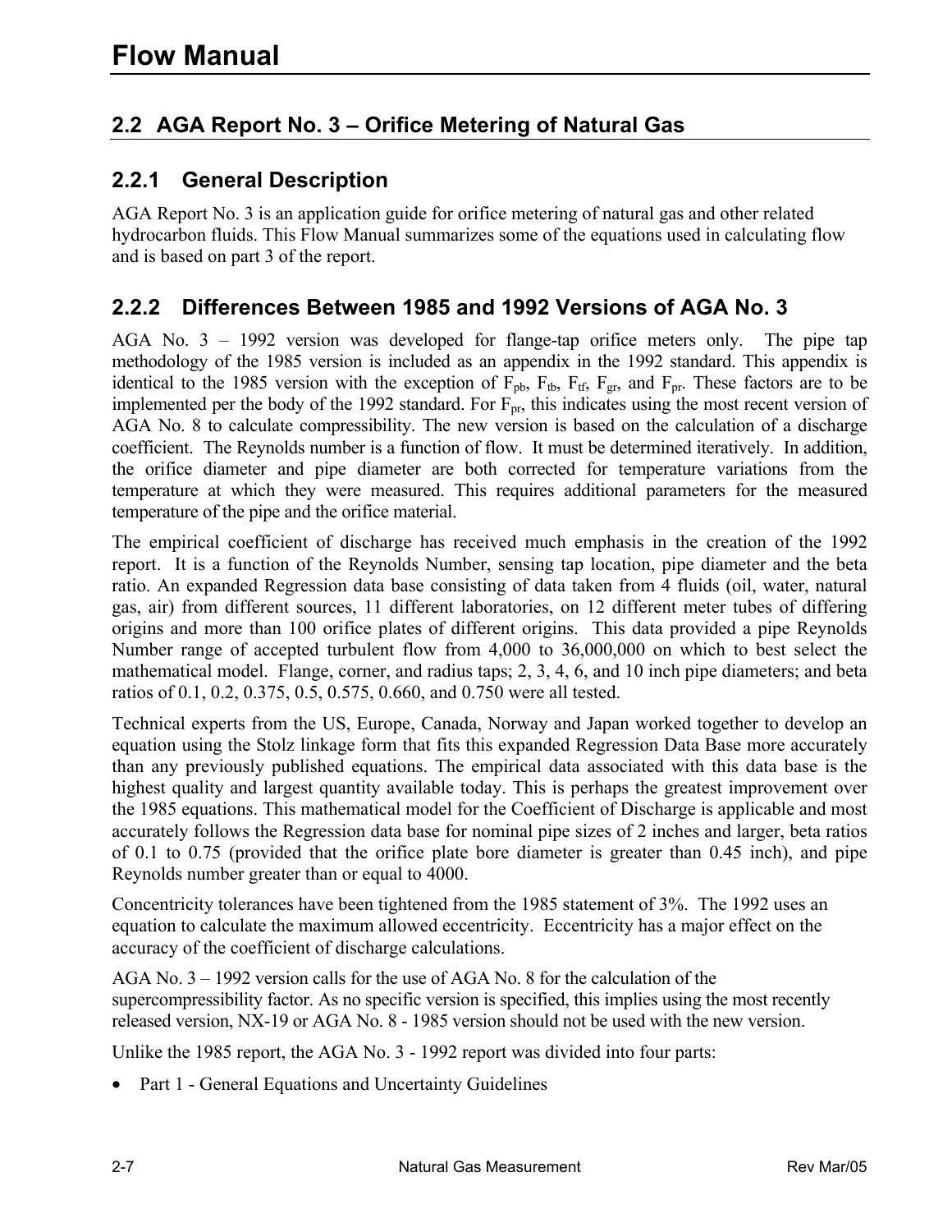## 2.2 AGA Report No. 3 – Orifice Metering of Natural Gas

### 2.2.1 General Description

AGA Report No. 3 is an application guide for orifice metering of natural gas and other related hydrocarbon fluids. This Flow Manual summarizes some of the equations used in calculating flow and is based on part 3 of the report.

### 2.2.2 Differences Between 1985 and 1992 Versions of AGA No. 3

AGA No. 3 – 1992 version was developed for flange-tap orifice meters only. The pipe tap methodology of the 1985 version is included as an appendix in the 1992 standard. This appendix is identical to the 1985 version with the exception of $F_{pb}$, $F_{tb}$, $F_{tf}$, $F_{gr}$, and $F_{pr}$. These factors are to be implemented per the body of the 1992 standard. For $F_{pr}$, this indicates using the most recent version of AGA No. 8 to calculate compressibility. The new version is based on the calculation of a discharge coefficient. The Reynolds number is a function of flow. It must be determined iteratively. In addition, the orifice diameter and pipe diameter are both corrected for temperature variations from the temperature at which they were measured. This requires additional parameters for the measured temperature of the pipe and the orifice material.

The empirical coefficient of discharge has received much emphasis in the creation of the 1992 report. It is a function of the Reynolds Number, sensing tap location, pipe diameter and the beta ratio. An expanded Regression data base consisting of data taken from 4 fluids (oil, water, natural gas, air) from different sources, 11 different laboratories, on 12 different meter tubes of differing origins and more than 100 orifice plates of different origins. This data provided a pipe Reynolds Number range of accepted turbulent flow from 4,000 to 36,000,000 on which to best select the mathematical model. Flange, corner, and radius taps; 2, 3, 4, 6, and 10 inch pipe diameters; and beta ratios of 0.1, 0.2, 0.375, 0.5, 0.575, 0.660, and 0.750 were all tested.

Technical experts from the US, Europe, Canada, Norway and Japan worked together to develop an equation using the Stolz linkage form that fits this expanded Regression Data Base more accurately than any previously published equations. The empirical data associated with this data base is the highest quality and largest quantity available today. This is perhaps the greatest improvement over the 1985 equations. This mathematical model for the Coefficient of Discharge is applicable and most accurately follows the Regression data base for nominal pipe sizes of 2 inches and larger, beta ratios of 0.1 to 0.75 (provided that the orifice plate bore diameter is greater than 0.45 inch), and pipe Reynolds number greater than or equal to 4000.

Concentricity tolerances have been tightened from the 1985 statement of 3%. The 1992 uses an equation to calculate the maximum allowed eccentricity. Eccentricity has a major effect on the accuracy of the coefficient of discharge calculations.

AGA No. 3 – 1992 version calls for the use of AGA No. 8 for the calculation of the supercompressibility factor. As no specific version is specified, this implies using the most recently released version, NX-19 or AGA No. 8 - 1985 version should not be used with the new version.

Unlike the 1985 report, the AGA No. 3 - 1992 report was divided into four parts:

- Part 1 - General Equations and Uncertainty Guidelines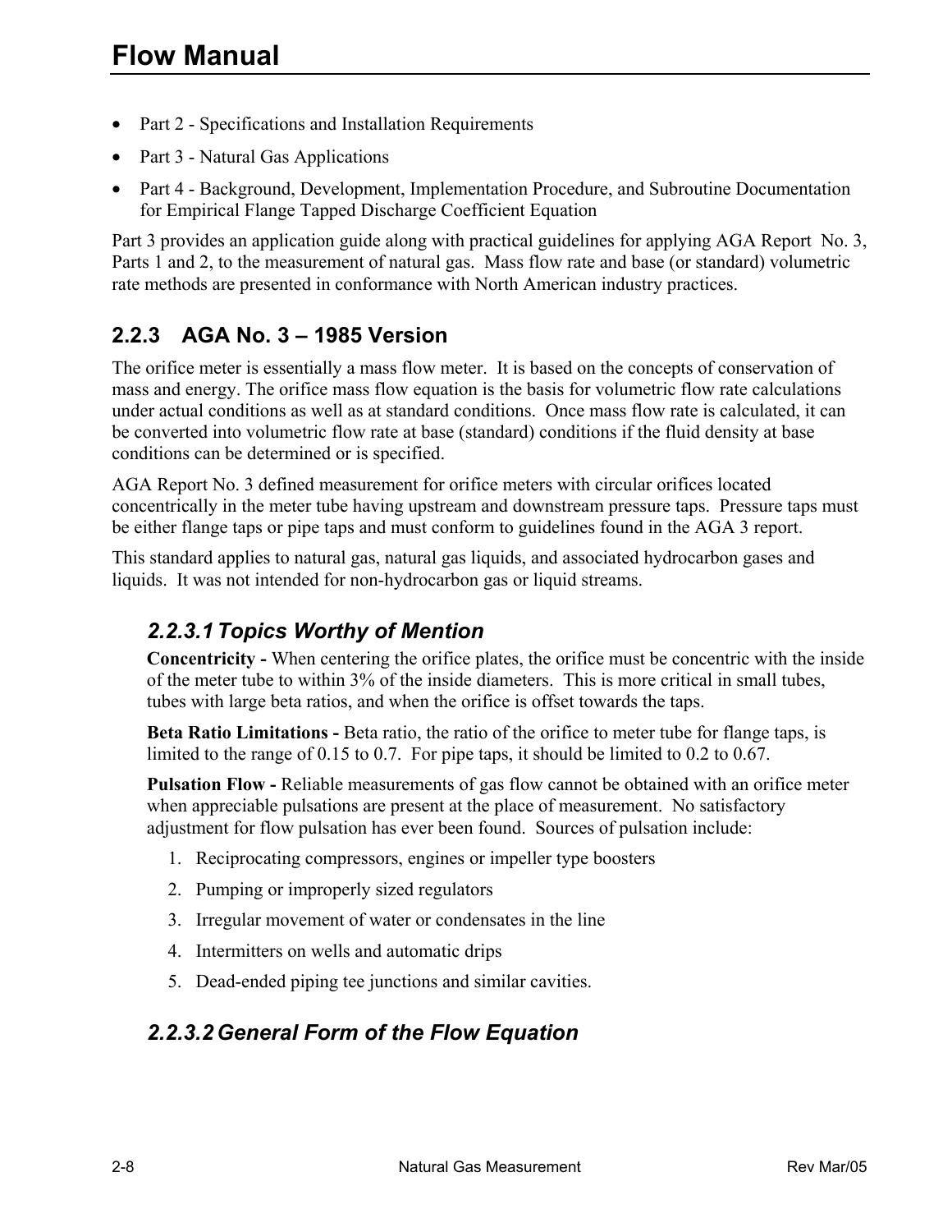- Part 2 - Specifications and Installation Requirements
- Part 3 - Natural Gas Applications
- Part 4 - Background, Development, Implementation Procedure, and Subroutine Documentation for Empirical Flange Tapped Discharge Coefficient Equation

Part 3 provides an application guide along with practical guidelines for applying AGA Report No. 3, Parts 1 and 2, to the measurement of natural gas. Mass flow rate and base (or standard) volumetric rate methods are presented in conformance with North American industry practices.

## 2.2.3 AGA No. 3 – 1985 Version

The orifice meter is essentially a mass flow meter. It is based on the concepts of conservation of mass and energy. The orifice mass flow equation is the basis for volumetric flow rate calculations under actual conditions as well as at standard conditions. Once mass flow rate is calculated, it can be converted into volumetric flow rate at base (standard) conditions if the fluid density at base conditions can be determined or is specified.

AGA Report No. 3 defined measurement for orifice meters with circular orifices located concentrically in the meter tube having upstream and downstream pressure taps. Pressure taps must be either flange taps or pipe taps and must conform to guidelines found in the AGA 3 report.

This standard applies to natural gas, natural gas liquids, and associated hydrocarbon gases and liquids. It was not intended for non-hydrocarbon gas or liquid streams.

### *2.2.3.1 Topics Worthy of Mention*

**Concentricity -** When centering the orifice plates, the orifice must be concentric with the inside of the meter tube to within 3% of the inside diameters. This is more critical in small tubes, tubes with large beta ratios, and when the orifice is offset towards the taps.

**Beta Ratio Limitations -** Beta ratio, the ratio of the orifice to meter tube for flange taps, is limited to the range of 0.15 to 0.7. For pipe taps, it should be limited to 0.2 to 0.67.

**Pulsation Flow -** Reliable measurements of gas flow cannot be obtained with an orifice meter when appreciable pulsations are present at the place of measurement. No satisfactory adjustment for flow pulsation has ever been found. Sources of pulsation include:

1. Reciprocating compressors, engines or impeller type boosters
2. Pumping or improperly sized regulators
3. Irregular movement of water or condensates in the line
4. Intermitters on wells and automatic drips
5. Dead-ended piping tee junctions and similar cavities.

### *2.2.3.2 General Form of the Flow Equation*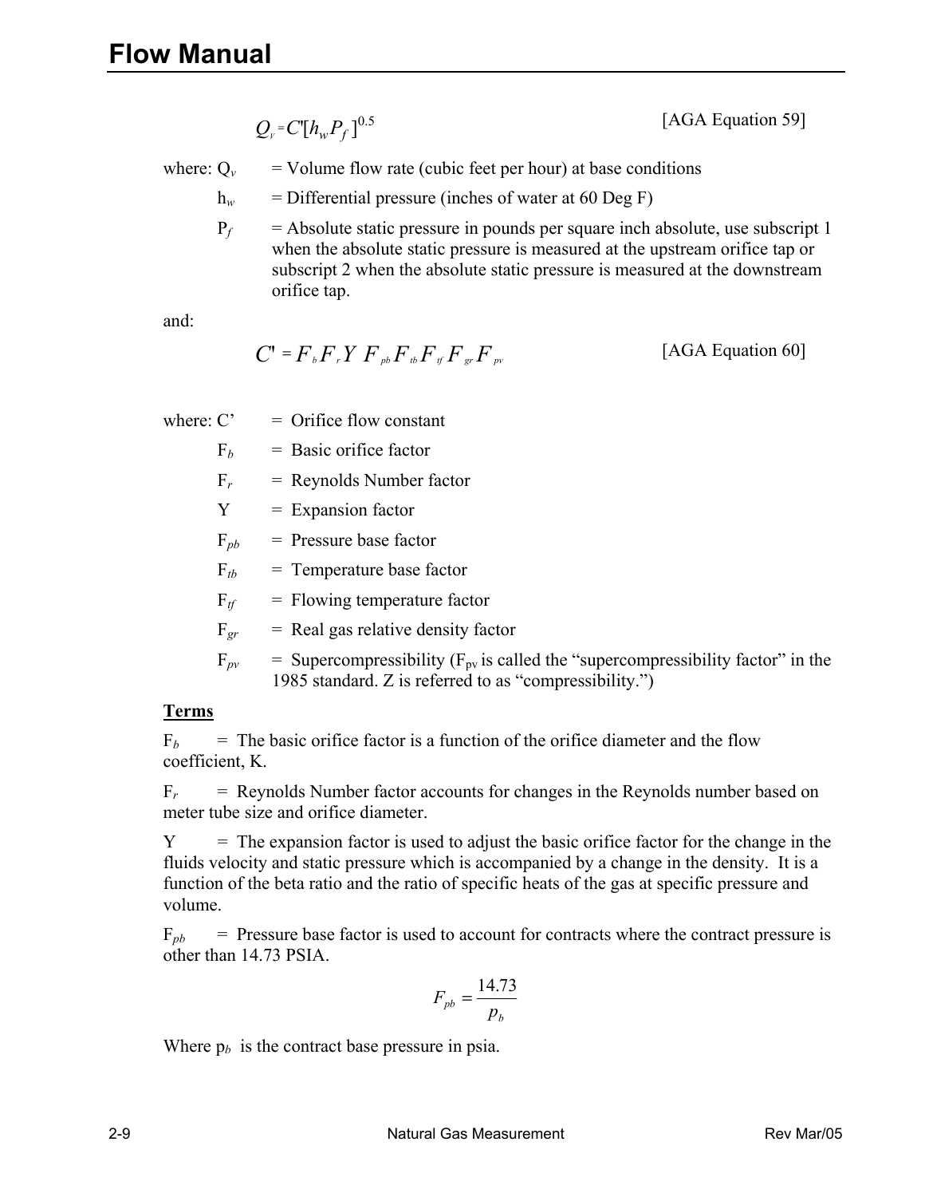$$Q_v = C'[h_w P_f]^{0.5}$$ [AGA Equation 59]

where: $Q_v$ = Volume flow rate (cubic feet per hour) at base conditions

$h_w$ = Differential pressure (inches of water at 60 Deg F)

$P_f$ = Absolute static pressure in pounds per square inch absolute, use subscript 1 when the absolute static pressure is measured at the upstream orifice tap or subscript 2 when the absolute static pressure is measured at the downstream orifice tap.

and:

$$C' = F_b F_r Y \, F_{pb} F_{tb} F_{tf} F_{gr} F_{pv}$$ [AGA Equation 60]

where: $C'$ = Orifice flow constant

$F_b$ = Basic orifice factor

$F_r$ = Reynolds Number factor

$Y$ = Expansion factor

$F_{pb}$ = Pressure base factor

$F_{tb}$ = Temperature base factor

$F_{tf}$ = Flowing temperature factor

$F_{gr}$ = Real gas relative density factor

$F_{pv}$ = Supercompressibility ($F_{pv}$ is called the "supercompressibility factor" in the 1985 standard. Z is referred to as "compressibility.")

**Terms**

$F_b$ = The basic orifice factor is a function of the orifice diameter and the flow coefficient, K.

$F_r$ = Reynolds Number factor accounts for changes in the Reynolds number based on meter tube size and orifice diameter.

$Y$ = The expansion factor is used to adjust the basic orifice factor for the change in the fluids velocity and static pressure which is accompanied by a change in the density. It is a function of the beta ratio and the ratio of specific heats of the gas at specific pressure and volume.

$F_{pb}$ = Pressure base factor is used to account for contracts where the contract pressure is other than 14.73 PSIA.

$$F_{pb} = \frac{14.73}{p_b}$$

Where $p_b$ is the contract base pressure in psia.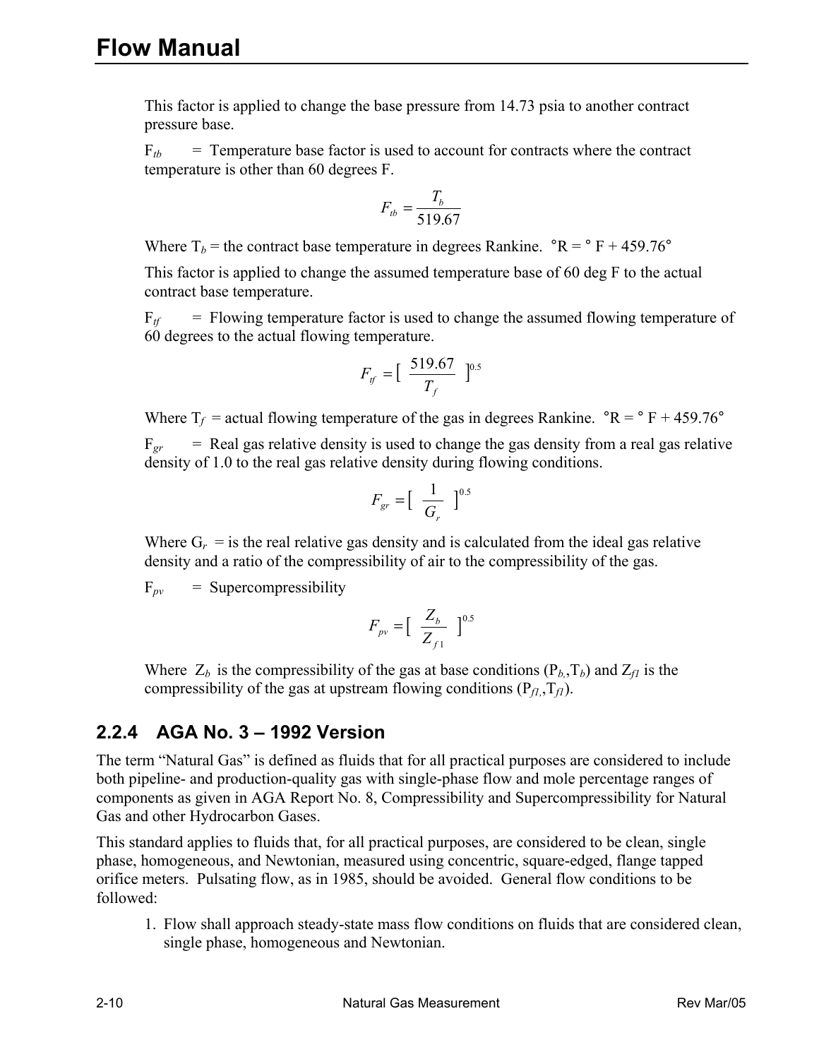This factor is applied to change the base pressure from 14.73 psia to another contract pressure base.

$F_{tb}$ = Temperature base factor is used to account for contracts where the contract temperature is other than 60 degrees F.

$$F_{tb} = \frac{T_b}{519.67}$$

Where $T_b$ = the contract base temperature in degrees Rankine. °R = ° F + 459.76°

This factor is applied to change the assumed temperature base of 60 deg F to the actual contract base temperature.

$F_{tf}$ = Flowing temperature factor is used to change the assumed flowing temperature of 60 degrees to the actual flowing temperature.

$$F_{tf} = [\ \frac{519.67}{T_f}\ ]^{0.5}$$

Where $T_f$ = actual flowing temperature of the gas in degrees Rankine. °R = ° F + 459.76°

$F_{gr}$ = Real gas relative density is used to change the gas density from a real gas relative density of 1.0 to the real gas relative density during flowing conditions.

$$F_{gr} = [\ \frac{1}{G_r}\ ]^{0.5}$$

Where $G_r$ = is the real relative gas density and is calculated from the ideal gas relative density and a ratio of the compressibility of air to the compressibility of the gas.

$F_{pv}$ = Supercompressibility

$$F_{pv} = [\ \frac{Z_b}{Z_{f1}}\ ]^{0.5}$$

Where $Z_b$ is the compressibility of the gas at base conditions ($P_b$,$T_b$) and $Z_{f1}$ is the compressibility of the gas at upstream flowing conditions ($P_{f1}$,$T_{f1}$).

### 2.2.4 AGA No. 3 – 1992 Version

The term "Natural Gas" is defined as fluids that for all practical purposes are considered to include both pipeline- and production-quality gas with single-phase flow and mole percentage ranges of components as given in AGA Report No. 8, Compressibility and Supercompressibility for Natural Gas and other Hydrocarbon Gases.

This standard applies to fluids that, for all practical purposes, are considered to be clean, single phase, homogeneous, and Newtonian, measured using concentric, square-edged, flange tapped orifice meters. Pulsating flow, as in 1985, should be avoided. General flow conditions to be followed:

1. Flow shall approach steady-state mass flow conditions on fluids that are considered clean, single phase, homogeneous and Newtonian.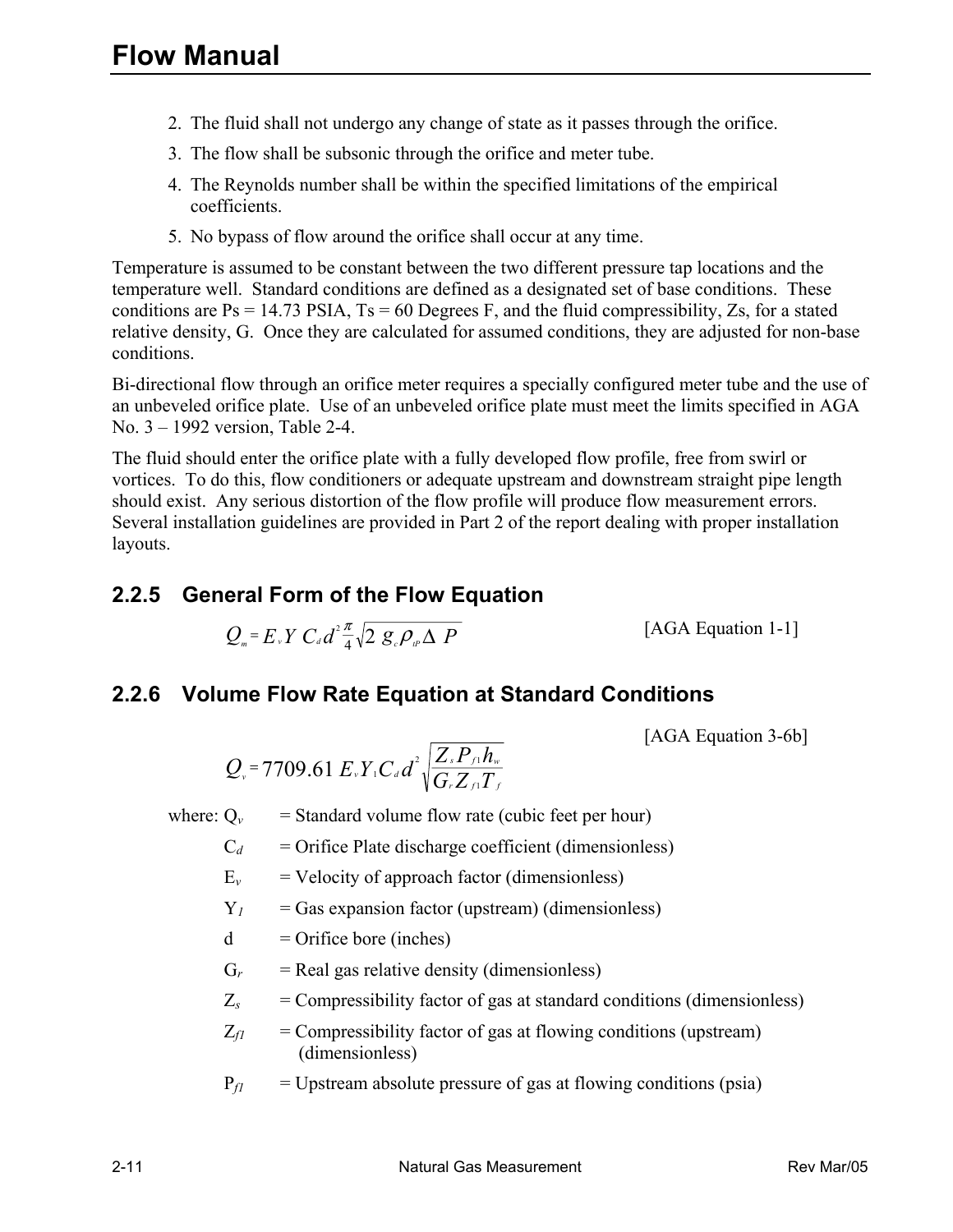2. The fluid shall not undergo any change of state as it passes through the orifice.
3. The flow shall be subsonic through the orifice and meter tube.
4. The Reynolds number shall be within the specified limitations of the empirical coefficients.
5. No bypass of flow around the orifice shall occur at any time.

Temperature is assumed to be constant between the two different pressure tap locations and the temperature well. Standard conditions are defined as a designated set of base conditions. These conditions are Ps = 14.73 PSIA, Ts = 60 Degrees F, and the fluid compressibility, Zs, for a stated relative density, G. Once they are calculated for assumed conditions, they are adjusted for non-base conditions.

Bi-directional flow through an orifice meter requires a specially configured meter tube and the use of an unbeveled orifice plate. Use of an unbeveled orifice plate must meet the limits specified in AGA No. 3 – 1992 version, Table 2-4.

The fluid should enter the orifice plate with a fully developed flow profile, free from swirl or vortices. To do this, flow conditioners or adequate upstream and downstream straight pipe length should exist. Any serious distortion of the flow profile will produce flow measurement errors. Several installation guidelines are provided in Part 2 of the report dealing with proper installation layouts.

### 2.2.5 General Form of the Flow Equation

$$Q_m = E_v Y C_d d^2 \frac{\pi}{4} \sqrt{2\, g_c \rho_{tP} \Delta P}$$ [AGA Equation 1-1]

### 2.2.6 Volume Flow Rate Equation at Standard Conditions

[AGA Equation 3-6b]

$$Q_v = 7709.61\, E_v Y_1 C_d d^2 \sqrt{\frac{Z_s P_{f1} h_w}{G_r Z_{f1} T_f}}$$

where: $Q_v$ = Standard volume flow rate (cubic feet per hour)

$C_d$ = Orifice Plate discharge coefficient (dimensionless)

$E_v$ = Velocity of approach factor (dimensionless)

$Y_1$ = Gas expansion factor (upstream) (dimensionless)

d = Orifice bore (inches)

$G_r$ = Real gas relative density (dimensionless)

$Z_s$ = Compressibility factor of gas at standard conditions (dimensionless)

$Z_{f1}$ = Compressibility factor of gas at flowing conditions (upstream) (dimensionless)

$P_{f1}$ = Upstream absolute pressure of gas at flowing conditions (psia)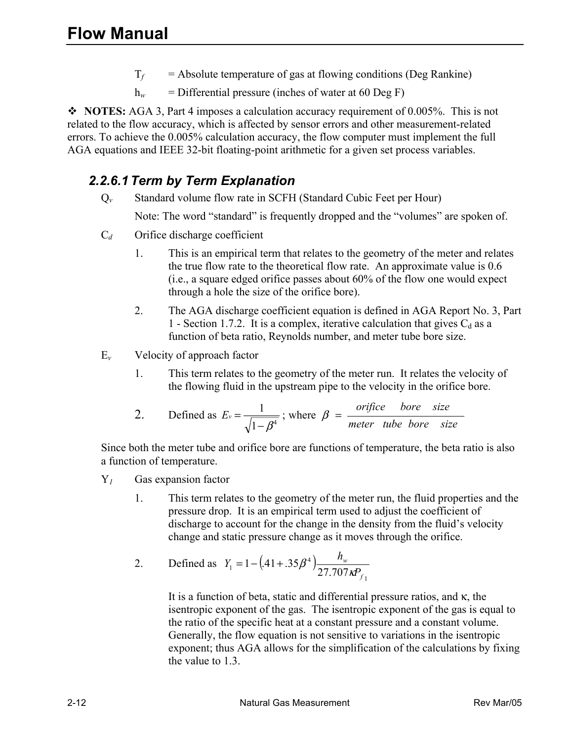$T_f$ = Absolute temperature of gas at flowing conditions (Deg Rankine)

$h_w$ = Differential pressure (inches of water at 60 Deg F)

❖ **NOTES:** AGA 3, Part 4 imposes a calculation accuracy requirement of 0.005%. This is not related to the flow accuracy, which is affected by sensor errors and other measurement-related errors. To achieve the 0.005% calculation accuracy, the flow computer must implement the full AGA equations and IEEE 32-bit floating-point arithmetic for a given set process variables.

### 2.2.6.1 Term by Term Explanation

$Q_v$ Standard volume flow rate in SCFH (Standard Cubic Feet per Hour)

Note: The word "standard" is frequently dropped and the "volumes" are spoken of.

$C_d$ Orifice discharge coefficient

1. This is an empirical term that relates to the geometry of the meter and relates the true flow rate to the theoretical flow rate. An approximate value is 0.6 (i.e., a square edged orifice passes about 60% of the flow one would expect through a hole the size of the orifice bore).
2. The AGA discharge coefficient equation is defined in AGA Report No. 3, Part 1 - Section 1.7.2. It is a complex, iterative calculation that gives $C_d$ as a function of beta ratio, Reynolds number, and meter tube bore size.

$E_v$ Velocity of approach factor

1. This term relates to the geometry of the meter run. It relates the velocity of the flowing fluid in the upstream pipe to the velocity in the orifice bore.
2. Defined as $E_v = \frac{1}{\sqrt{1-\beta^4}}$ ; where $\beta = \frac{orifice \quad bore \quad size}{meter \quad tube \quad bore \quad size}$

Since both the meter tube and orifice bore are functions of temperature, the beta ratio is also a function of temperature.

$Y_1$ Gas expansion factor

1. This term relates to the geometry of the meter run, the fluid properties and the pressure drop. It is an empirical term used to adjust the coefficient of discharge to account for the change in the density from the fluid's velocity change and static pressure change as it moves through the orifice.
2. Defined as $Y_1 = 1 - \left(.41 + .35\beta^4\right)\frac{h_w}{27.707\kappa P_{f1}}$

   It is a function of beta, static and differential pressure ratios, and κ, the isentropic exponent of the gas. The isentropic exponent of the gas is equal to the ratio of the specific heat at a constant pressure and a constant volume. Generally, the flow equation is not sensitive to variations in the isentropic exponent; thus AGA allows for the simplification of the calculations by fixing the value to 1.3.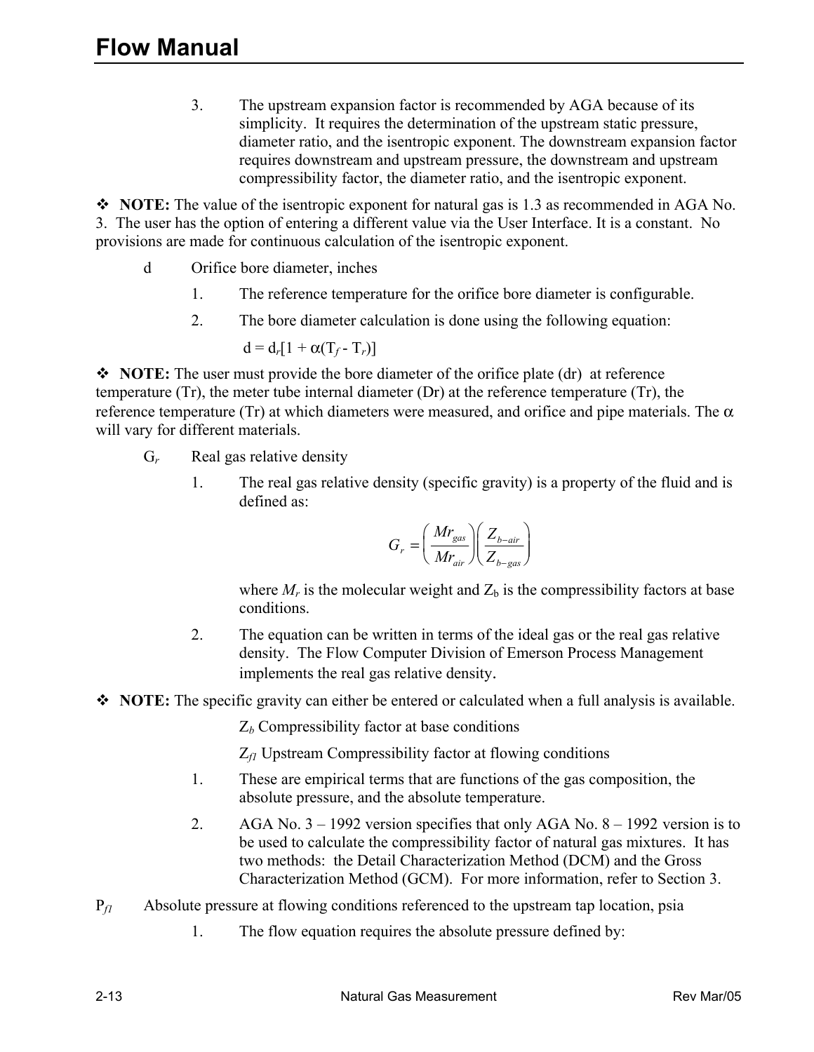3. The upstream expansion factor is recommended by AGA because of its simplicity. It requires the determination of the upstream static pressure, diameter ratio, and the isentropic exponent. The downstream expansion factor requires downstream and upstream pressure, the downstream and upstream compressibility factor, the diameter ratio, and the isentropic exponent.

❖ **NOTE:** The value of the isentropic exponent for natural gas is 1.3 as recommended in AGA No. 3. The user has the option of entering a different value via the User Interface. It is a constant. No provisions are made for continuous calculation of the isentropic exponent.

d Orifice bore diameter, inches

1. The reference temperature for the orifice bore diameter is configurable.
2. The bore diameter calculation is done using the following equation:

$$d = d_r[1 + \alpha(T_f - T_r)]$$

❖ **NOTE:** The user must provide the bore diameter of the orifice plate (dr) at reference temperature (Tr), the meter tube internal diameter (Dr) at the reference temperature (Tr), the reference temperature (Tr) at which diameters were measured, and orifice and pipe materials. The $\alpha$ will vary for different materials.

$G_r$ Real gas relative density

1. The real gas relative density (specific gravity) is a property of the fluid and is defined as:

$$G_r = \left(\frac{Mr_{gas}}{Mr_{air}}\right)\left(\frac{Z_{b-air}}{Z_{b-gas}}\right)$$

where $M_r$ is the molecular weight and $Z_b$ is the compressibility factors at base conditions.

2. The equation can be written in terms of the ideal gas or the real gas relative density. The Flow Computer Division of Emerson Process Management implements the real gas relative density.

❖ **NOTE:** The specific gravity can either be entered or calculated when a full analysis is available.

$Z_b$ Compressibility factor at base conditions

$Z_{f1}$ Upstream Compressibility factor at flowing conditions

1. These are empirical terms that are functions of the gas composition, the absolute pressure, and the absolute temperature.
2. AGA No. 3 – 1992 version specifies that only AGA No. 8 – 1992 version is to be used to calculate the compressibility factor of natural gas mixtures. It has two methods: the Detail Characterization Method (DCM) and the Gross Characterization Method (GCM). For more information, refer to Section 3.

$P_{f1}$ Absolute pressure at flowing conditions referenced to the upstream tap location, psia

1. The flow equation requires the absolute pressure defined by: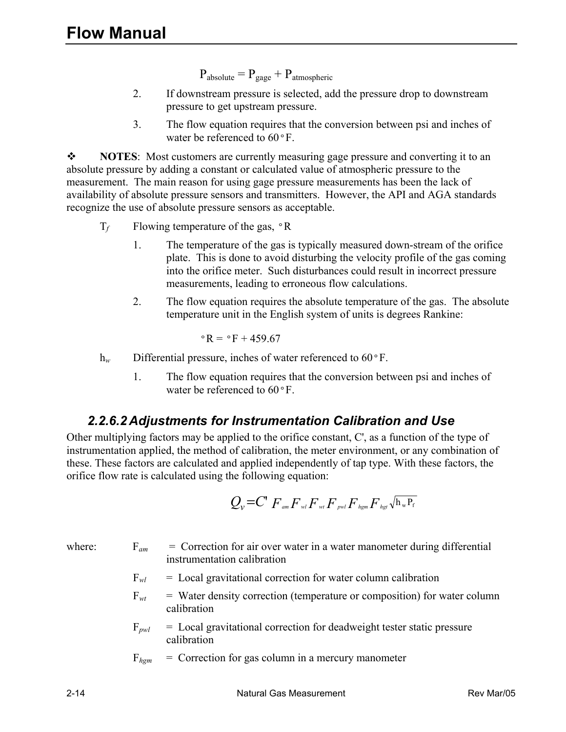$$P_{absolute} = P_{gage} + P_{atmospheric}$$

2. If downstream pressure is selected, add the pressure drop to downstream pressure to get upstream pressure.
3. The flow equation requires that the conversion between psi and inches of water be referenced to 60°F.

❖ **NOTES**: Most customers are currently measuring gage pressure and converting it to an absolute pressure by adding a constant or calculated value of atmospheric pressure to the measurement. The main reason for using gage pressure measurements has been the lack of availability of absolute pressure sensors and transmitters. However, the API and AGA standards recognize the use of absolute pressure sensors as acceptable.

$T_f$ Flowing temperature of the gas, °R

1. The temperature of the gas is typically measured down-stream of the orifice plate. This is done to avoid disturbing the velocity profile of the gas coming into the orifice meter. Such disturbances could result in incorrect pressure measurements, leading to erroneous flow calculations.
2. The flow equation requires the absolute temperature of the gas. The absolute temperature unit in the English system of units is degrees Rankine:

$$°R = °F + 459.67$$

$h_w$ Differential pressure, inches of water referenced to 60°F.

1. The flow equation requires that the conversion between psi and inches of water be referenced to 60°F.

### 2.2.6.2 Adjustments for Instrumentation Calibration and Use

Other multiplying factors may be applied to the orifice constant, C', as a function of the type of instrumentation applied, the method of calibration, the meter environment, or any combination of these. These factors are calculated and applied independently of tap type. With these factors, the orifice flow rate is calculated using the following equation:

$$Q_v = C' \, F_{am} F_{wl} F_{wt} F_{pwl} F_{hgm} F_{hgt} \sqrt{h_w P_f}$$

where:

- $F_{am}$ = Correction for air over water in a water manometer during differential instrumentation calibration
- $F_{wl}$ = Local gravitational correction for water column calibration
- $F_{wt}$ = Water density correction (temperature or composition) for water column calibration
- $F_{pwl}$ = Local gravitational correction for deadweight tester static pressure calibration
- $F_{hgm}$ = Correction for gas column in a mercury manometer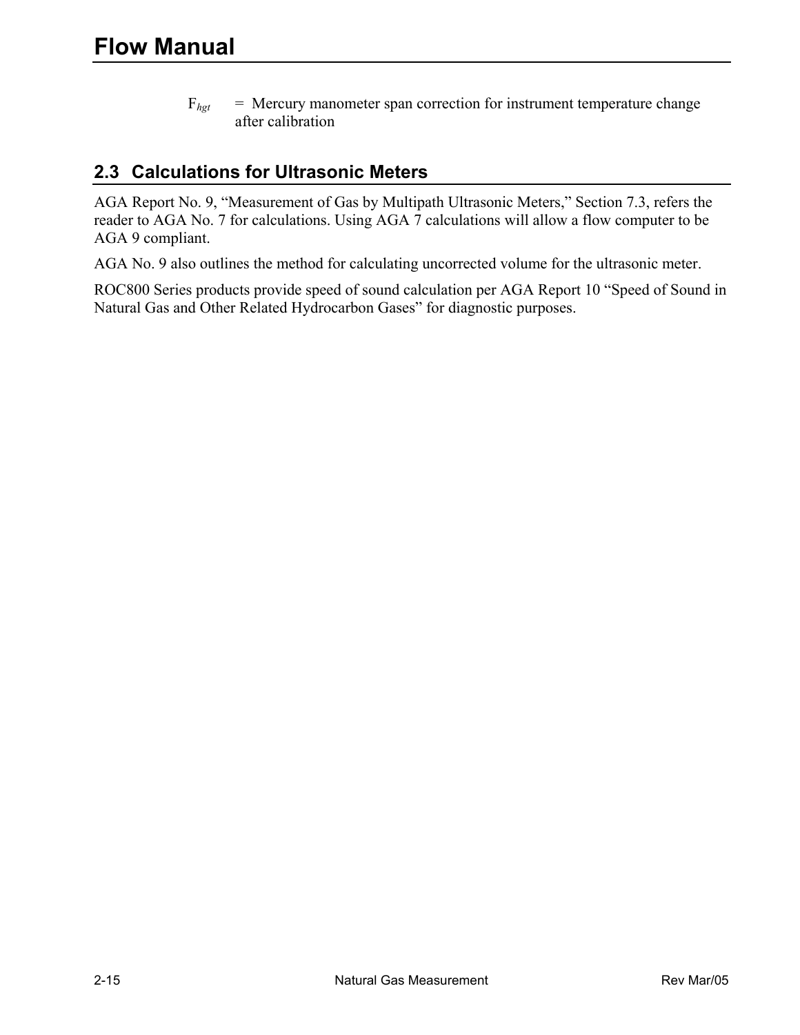$F_{hgt}$ = Mercury manometer span correction for instrument temperature change after calibration

## 2.3 Calculations for Ultrasonic Meters

AGA Report No. 9, "Measurement of Gas by Multipath Ultrasonic Meters," Section 7.3, refers the reader to AGA No. 7 for calculations. Using AGA 7 calculations will allow a flow computer to be AGA 9 compliant.

AGA No. 9 also outlines the method for calculating uncorrected volume for the ultrasonic meter.

ROC800 Series products provide speed of sound calculation per AGA Report 10 "Speed of Sound in Natural Gas and Other Related Hydrocarbon Gases" for diagnostic purposes.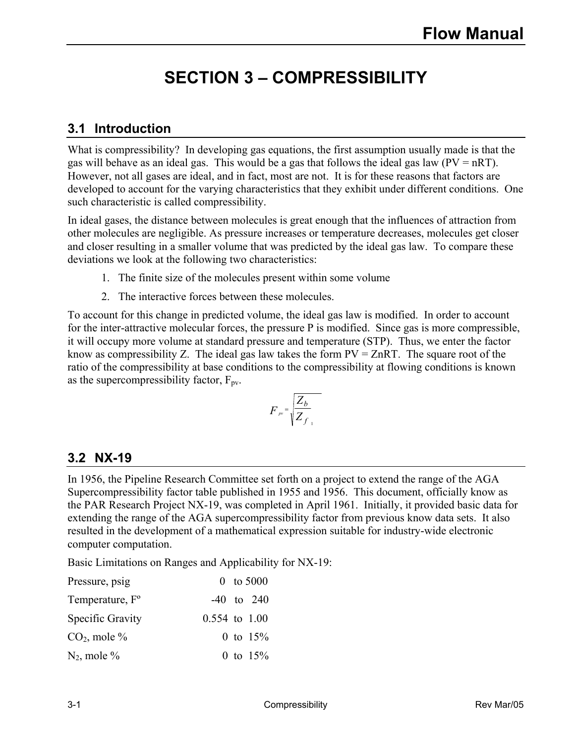# SECTION 3 – COMPRESSIBILITY

## 3.1 Introduction

What is compressibility? In developing gas equations, the first assumption usually made is that the gas will behave as an ideal gas. This would be a gas that follows the ideal gas law (PV = nRT). However, not all gases are ideal, and in fact, most are not. It is for these reasons that factors are developed to account for the varying characteristics that they exhibit under different conditions. One such characteristic is called compressibility.

In ideal gases, the distance between molecules is great enough that the influences of attraction from other molecules are negligible. As pressure increases or temperature decreases, molecules get closer and closer resulting in a smaller volume that was predicted by the ideal gas law. To compare these deviations we look at the following two characteristics:

1. The finite size of the molecules present within some volume
2. The interactive forces between these molecules.

To account for this change in predicted volume, the ideal gas law is modified. In order to account for the inter-attractive molecular forces, the pressure P is modified. Since gas is more compressible, it will occupy more volume at standard pressure and temperature (STP). Thus, we enter the factor know as compressibility Z. The ideal gas law takes the form PV = ZnRT. The square root of the ratio of the compressibility at base conditions to the compressibility at flowing conditions is known as the supercompressibility factor, $F_{pv}$.

$$F_{pv} = \sqrt{\frac{Z_b}{Z_{f_1}}}$$

## 3.2 NX-19

In 1956, the Pipeline Research Committee set forth on a project to extend the range of the AGA Supercompressibility factor table published in 1955 and 1956. This document, officially know as the PAR Research Project NX-19, was completed in April 1961. Initially, it provided basic data for extending the range of the AGA supercompressibility factor from previous know data sets. It also resulted in the development of a mathematical expression suitable for industry-wide electronic computer computation.

Basic Limitations on Ranges and Applicability for NX-19:

| | |
|---|---|
| Pressure, psig | 0 to 5000 |
| Temperature, F° | -40 to 240 |
| Specific Gravity | 0.554 to 1.00 |
| $CO_2$, mole % | 0 to 15% |
| $N_2$, mole % | 0 to 15% |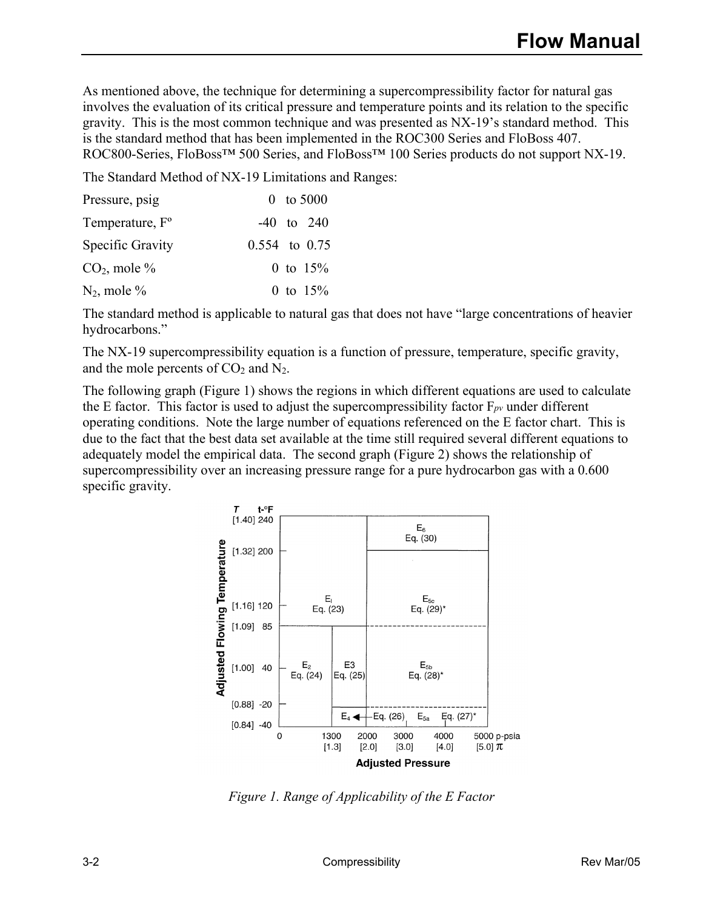As mentioned above, the technique for determining a supercompressibility factor for natural gas involves the evaluation of its critical pressure and temperature points and its relation to the specific gravity. This is the most common technique and was presented as NX-19's standard method. This is the standard method that has been implemented in the ROC300 Series and FloBoss 407. ROC800-Series, FloBoss™ 500 Series, and FloBoss™ 100 Series products do not support NX-19.

The Standard Method of NX-19 Limitations and Ranges:

| | |
|---|---|
| Pressure, psig | 0 to 5000 |
| Temperature, Fº | -40 to 240 |
| Specific Gravity | 0.554 to 0.75 |
| $CO_2$, mole % | 0 to 15% |
| $N_2$, mole % | 0 to 15% |

The standard method is applicable to natural gas that does not have "large concentrations of heavier hydrocarbons."

The NX-19 supercompressibility equation is a function of pressure, temperature, specific gravity, and the mole percents of $CO_2$ and $N_2$.

The following graph (Figure 1) shows the regions in which different equations are used to calculate the E factor. This factor is used to adjust the supercompressibility factor $F_{pv}$ under different operating conditions. Note the large number of equations referenced on the E factor chart. This is due to the fact that the best data set available at the time still required several different equations to adequately model the empirical data. The second graph (Figure 2) shows the relationship of supercompressibility over an increasing pressure range for a pure hydrocarbon gas with a 0.600 specific gravity.

*Figure 1. Range of Applicability of the E Factor*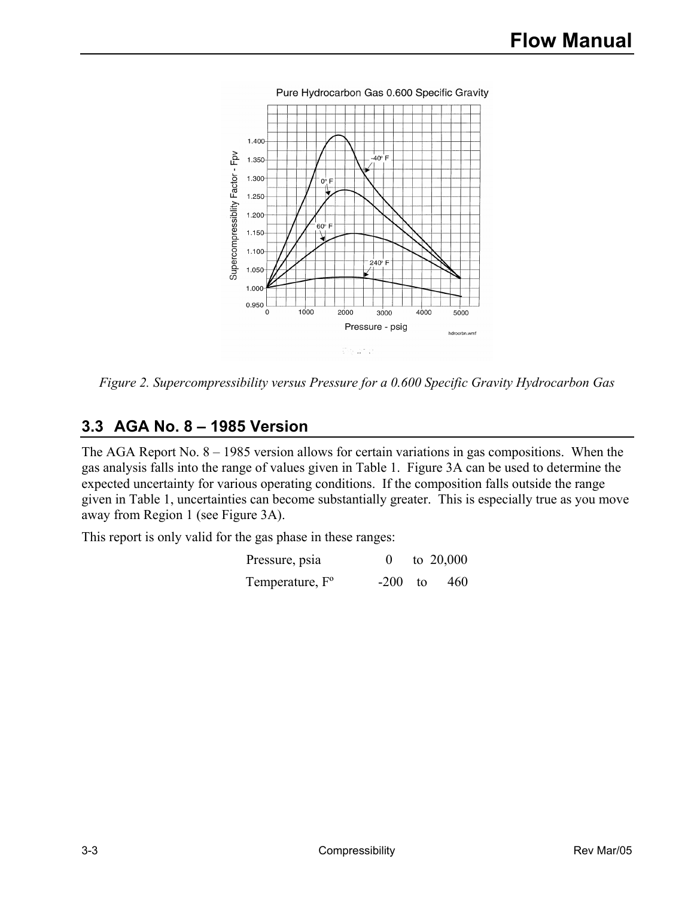Figure 2. Supercompressibility versus Pressure for a 0.600 Specific Gravity Hydrocarbon Gas

## 3.3 AGA No. 8 – 1985 Version

The AGA Report No. 8 – 1985 version allows for certain variations in gas compositions. When the gas analysis falls into the range of values given in Table 1. Figure 3A can be used to determine the expected uncertainty for various operating conditions. If the composition falls outside the range given in Table 1, uncertainties can become substantially greater. This is especially true as you move away from Region 1 (see Figure 3A).

This report is only valid for the gas phase in these ranges:

| | | | |
|---|---|---|---|
| Pressure, psia | 0 | to | 20,000 |
| Temperature, Fº | -200 | to | 460 |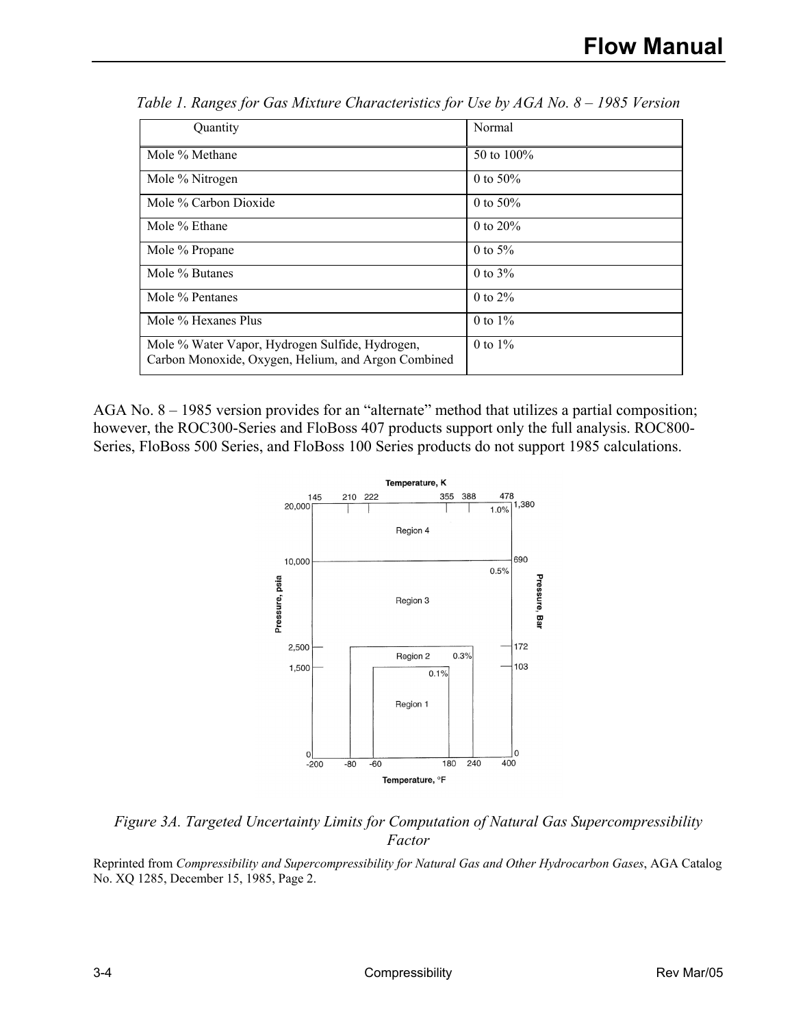*Table 1. Ranges for Gas Mixture Characteristics for Use by AGA No. 8 – 1985 Version*

| Quantity | Normal |
|---|---|
| Mole % Methane | 50 to 100% |
| Mole % Nitrogen | 0 to 50% |
| Mole % Carbon Dioxide | 0 to 50% |
| Mole % Ethane | 0 to 20% |
| Mole % Propane | 0 to 5% |
| Mole % Butanes | 0 to 3% |
| Mole % Pentanes | 0 to 2% |
| Mole % Hexanes Plus | 0 to 1% |
| Mole % Water Vapor, Hydrogen Sulfide, Hydrogen, Carbon Monoxide, Oxygen, Helium, and Argon Combined | 0 to 1% |

AGA No. 8 – 1985 version provides for an "alternate" method that utilizes a partial composition; however, the ROC300-Series and FloBoss 407 products support only the full analysis. ROC800-Series, FloBoss 500 Series, and FloBoss 100 Series products do not support 1985 calculations.

*Figure 3A. Targeted Uncertainty Limits for Computation of Natural Gas Supercompressibility Factor*

Reprinted from *Compressibility and Supercompressibility for Natural Gas and Other Hydrocarbon Gases*, AGA Catalog No. XQ 1285, December 15, 1985, Page 2.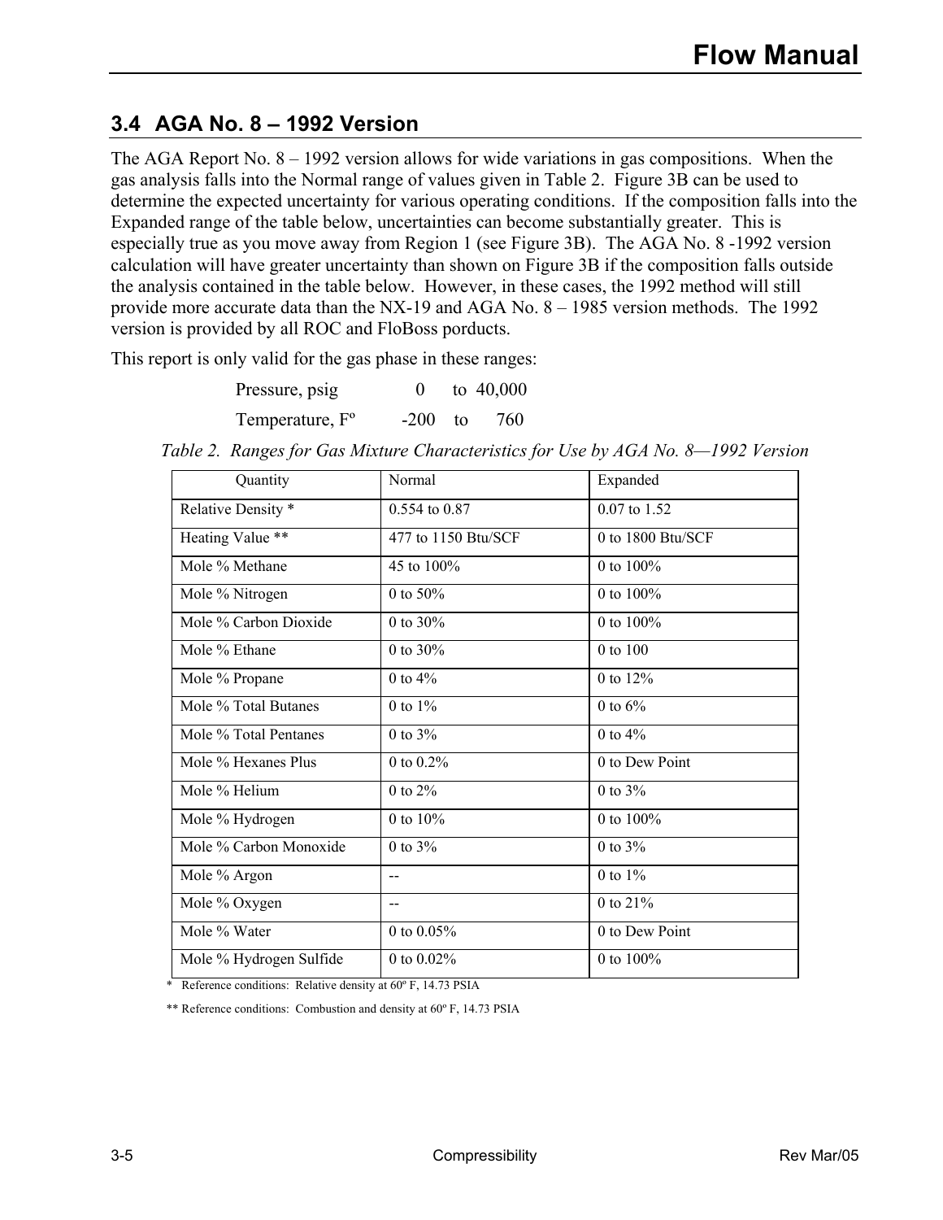## 3.4 AGA No. 8 – 1992 Version

The AGA Report No. 8 – 1992 version allows for wide variations in gas compositions. When the gas analysis falls into the Normal range of values given in Table 2. Figure 3B can be used to determine the expected uncertainty for various operating conditions. If the composition falls into the Expanded range of the table below, uncertainties can become substantially greater. This is especially true as you move away from Region 1 (see Figure 3B). The AGA No. 8 -1992 version calculation will have greater uncertainty than shown on Figure 3B if the composition falls outside the analysis contained in the table below. However, in these cases, the 1992 method will still provide more accurate data than the NX-19 and AGA No. 8 – 1985 version methods. The 1992 version is provided by all ROC and FloBoss porducts.

This report is only valid for the gas phase in these ranges:

| | | | |
|---|---|---|---|
| Pressure, psig | 0 | to | 40,000 |
| Temperature, Fº | -200 | to | 760 |

*Table 2. Ranges for Gas Mixture Characteristics for Use by AGA No. 8—1992 Version*

| Quantity | Normal | Expanded |
|---|---|---|
| Relative Density * | 0.554 to 0.87 | 0.07 to 1.52 |
| Heating Value ** | 477 to 1150 Btu/SCF | 0 to 1800 Btu/SCF |
| Mole % Methane | 45 to 100% | 0 to 100% |
| Mole % Nitrogen | 0 to 50% | 0 to 100% |
| Mole % Carbon Dioxide | 0 to 30% | 0 to 100% |
| Mole % Ethane | 0 to 30% | 0 to 100 |
| Mole % Propane | 0 to 4% | 0 to 12% |
| Mole % Total Butanes | 0 to 1% | 0 to 6% |
| Mole % Total Pentanes | 0 to 3% | 0 to 4% |
| Mole % Hexanes Plus | 0 to 0.2% | 0 to Dew Point |
| Mole % Helium | 0 to 2% | 0 to 3% |
| Mole % Hydrogen | 0 to 10% | 0 to 100% |
| Mole % Carbon Monoxide | 0 to 3% | 0 to 3% |
| Mole % Argon | -- | 0 to 1% |
| Mole % Oxygen | -- | 0 to 21% |
| Mole % Water | 0 to 0.05% | 0 to Dew Point |
| Mole % Hydrogen Sulfide | 0 to 0.02% | 0 to 100% |

\* Reference conditions: Relative density at 60º F, 14.73 PSIA

\** Reference conditions: Combustion and density at 60º F, 14.73 PSIA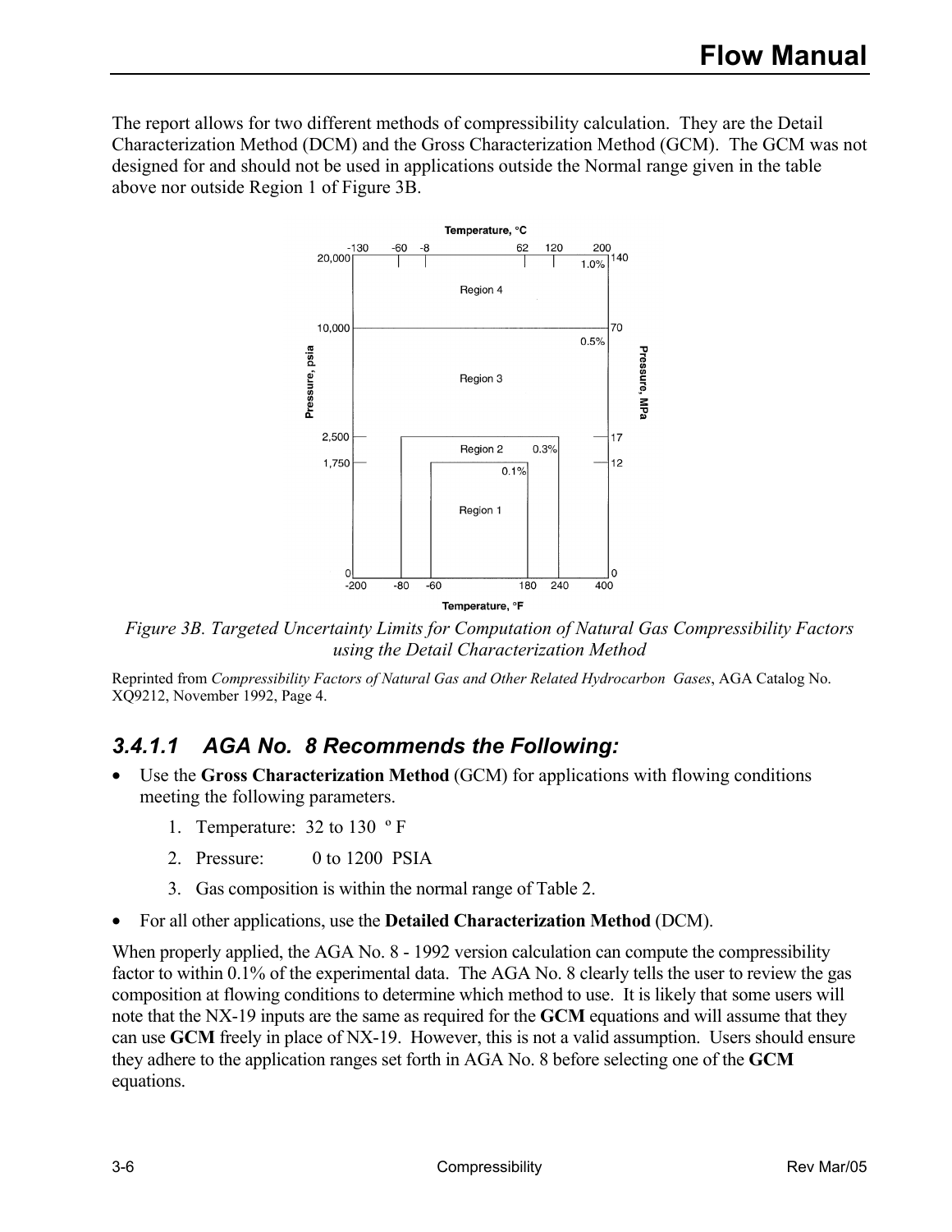The report allows for two different methods of compressibility calculation. They are the Detail Characterization Method (DCM) and the Gross Characterization Method (GCM). The GCM was not designed for and should not be used in applications outside the Normal range given in the table above nor outside Region 1 of Figure 3B.

*Figure 3B. Targeted Uncertainty Limits for Computation of Natural Gas Compressibility Factors using the Detail Characterization Method*

Reprinted from *Compressibility Factors of Natural Gas and Other Related Hydrocarbon Gases*, AGA Catalog No. XQ9212, November 1992, Page 4.

### 3.4.1.1 AGA No. 8 Recommends the Following:

- Use the **Gross Characterization Method** (GCM) for applications with flowing conditions meeting the following parameters.
    1. Temperature: 32 to 130 º F
    2. Pressure: 0 to 1200 PSIA
    3. Gas composition is within the normal range of Table 2.
- For all other applications, use the **Detailed Characterization Method** (DCM).

When properly applied, the AGA No. 8 - 1992 version calculation can compute the compressibility factor to within 0.1% of the experimental data. The AGA No. 8 clearly tells the user to review the gas composition at flowing conditions to determine which method to use. It is likely that some users will note that the NX-19 inputs are the same as required for the **GCM** equations and will assume that they can use **GCM** freely in place of NX-19. However, this is not a valid assumption. Users should ensure they adhere to the application ranges set forth in AGA No. 8 before selecting one of the **GCM** equations.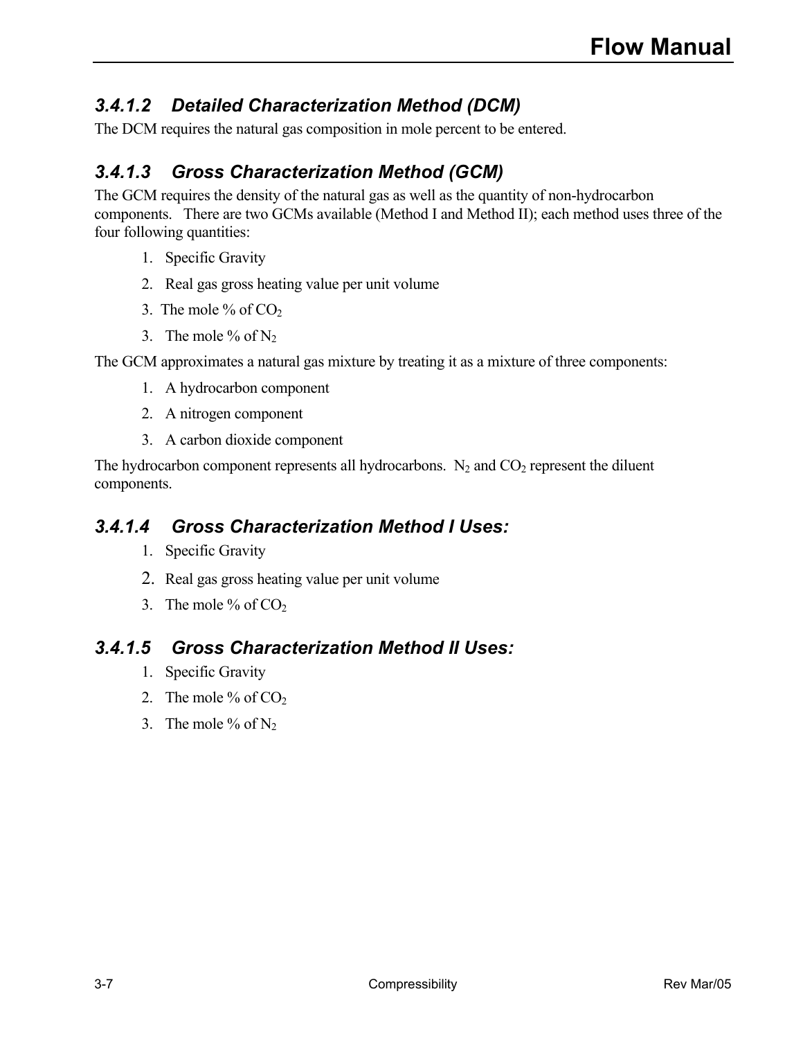### 3.4.1.2 Detailed Characterization Method (DCM)

The DCM requires the natural gas composition in mole percent to be entered.

### 3.4.1.3 Gross Characterization Method (GCM)

The GCM requires the density of the natural gas as well as the quantity of non-hydrocarbon components. There are two GCMs available (Method I and Method II); each method uses three of the four following quantities:

1. Specific Gravity
2. Real gas gross heating value per unit volume
3. The mole % of $CO_2$
3. The mole % of $N_2$

The GCM approximates a natural gas mixture by treating it as a mixture of three components:

1. A hydrocarbon component
2. A nitrogen component
3. A carbon dioxide component

The hydrocarbon component represents all hydrocarbons. $N_2$ and $CO_2$ represent the diluent components.

### 3.4.1.4 Gross Characterization Method I Uses:

1. Specific Gravity
2. Real gas gross heating value per unit volume
3. The mole % of $CO_2$

### 3.4.1.5 Gross Characterization Method II Uses:

1. Specific Gravity
2. The mole % of $CO_2$
3. The mole % of $N_2$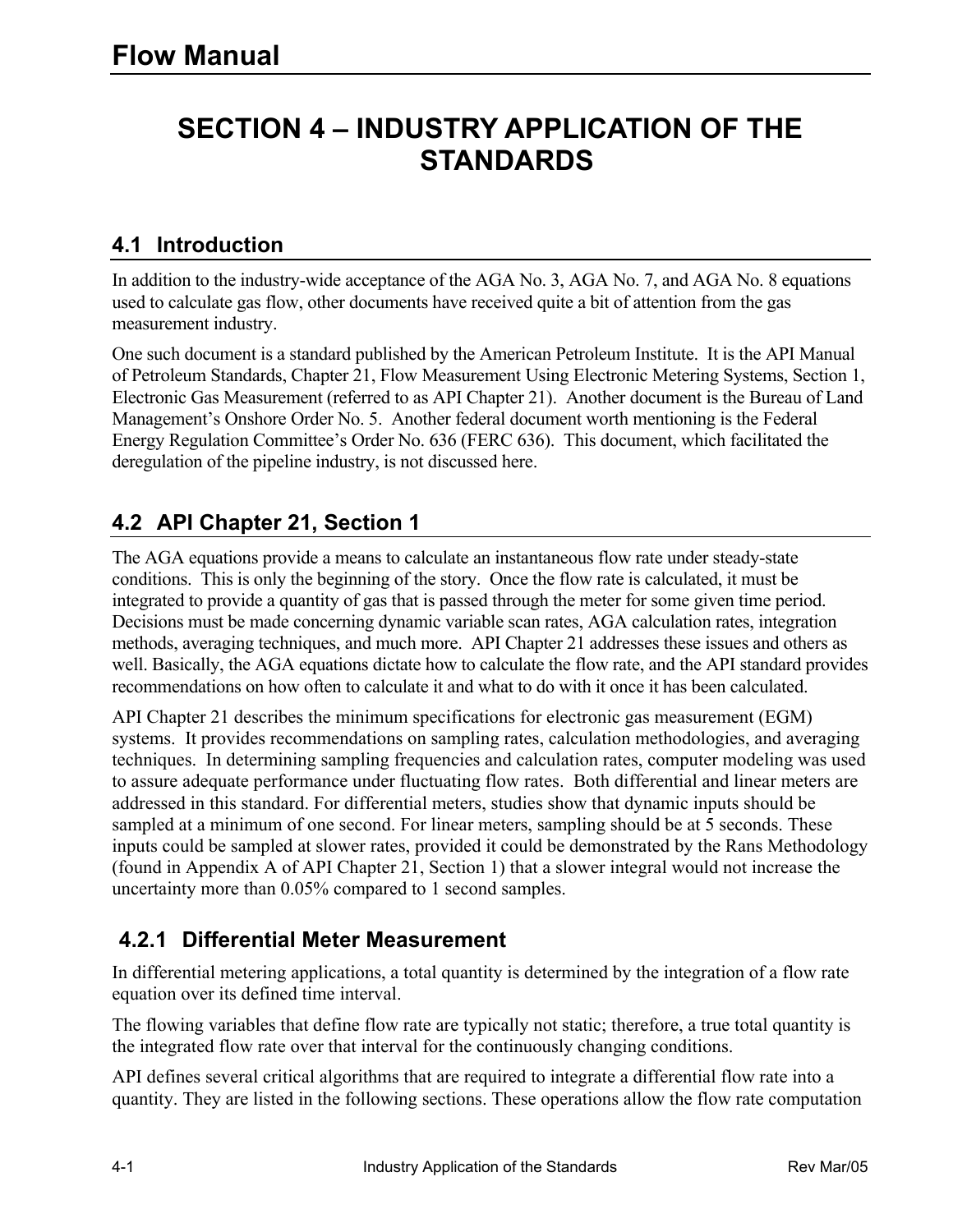# SECTION 4 – INDUSTRY APPLICATION OF THE STANDARDS

## 4.1 Introduction

In addition to the industry-wide acceptance of the AGA No. 3, AGA No. 7, and AGA No. 8 equations used to calculate gas flow, other documents have received quite a bit of attention from the gas measurement industry.

One such document is a standard published by the American Petroleum Institute. It is the API Manual of Petroleum Standards, Chapter 21, Flow Measurement Using Electronic Metering Systems, Section 1, Electronic Gas Measurement (referred to as API Chapter 21). Another document is the Bureau of Land Management's Onshore Order No. 5. Another federal document worth mentioning is the Federal Energy Regulation Committee's Order No. 636 (FERC 636). This document, which facilitated the deregulation of the pipeline industry, is not discussed here.

## 4.2 API Chapter 21, Section 1

The AGA equations provide a means to calculate an instantaneous flow rate under steady-state conditions. This is only the beginning of the story. Once the flow rate is calculated, it must be integrated to provide a quantity of gas that is passed through the meter for some given time period. Decisions must be made concerning dynamic variable scan rates, AGA calculation rates, integration methods, averaging techniques, and much more. API Chapter 21 addresses these issues and others as well. Basically, the AGA equations dictate how to calculate the flow rate, and the API standard provides recommendations on how often to calculate it and what to do with it once it has been calculated.

API Chapter 21 describes the minimum specifications for electronic gas measurement (EGM) systems. It provides recommendations on sampling rates, calculation methodologies, and averaging techniques. In determining sampling frequencies and calculation rates, computer modeling was used to assure adequate performance under fluctuating flow rates. Both differential and linear meters are addressed in this standard. For differential meters, studies show that dynamic inputs should be sampled at a minimum of one second. For linear meters, sampling should be at 5 seconds. These inputs could be sampled at slower rates, provided it could be demonstrated by the Rans Methodology (found in Appendix A of API Chapter 21, Section 1) that a slower integral would not increase the uncertainty more than 0.05% compared to 1 second samples.

### 4.2.1 Differential Meter Measurement

In differential metering applications, a total quantity is determined by the integration of a flow rate equation over its defined time interval.

The flowing variables that define flow rate are typically not static; therefore, a true total quantity is the integrated flow rate over that interval for the continuously changing conditions.

API defines several critical algorithms that are required to integrate a differential flow rate into a quantity. They are listed in the following sections. These operations allow the flow rate computation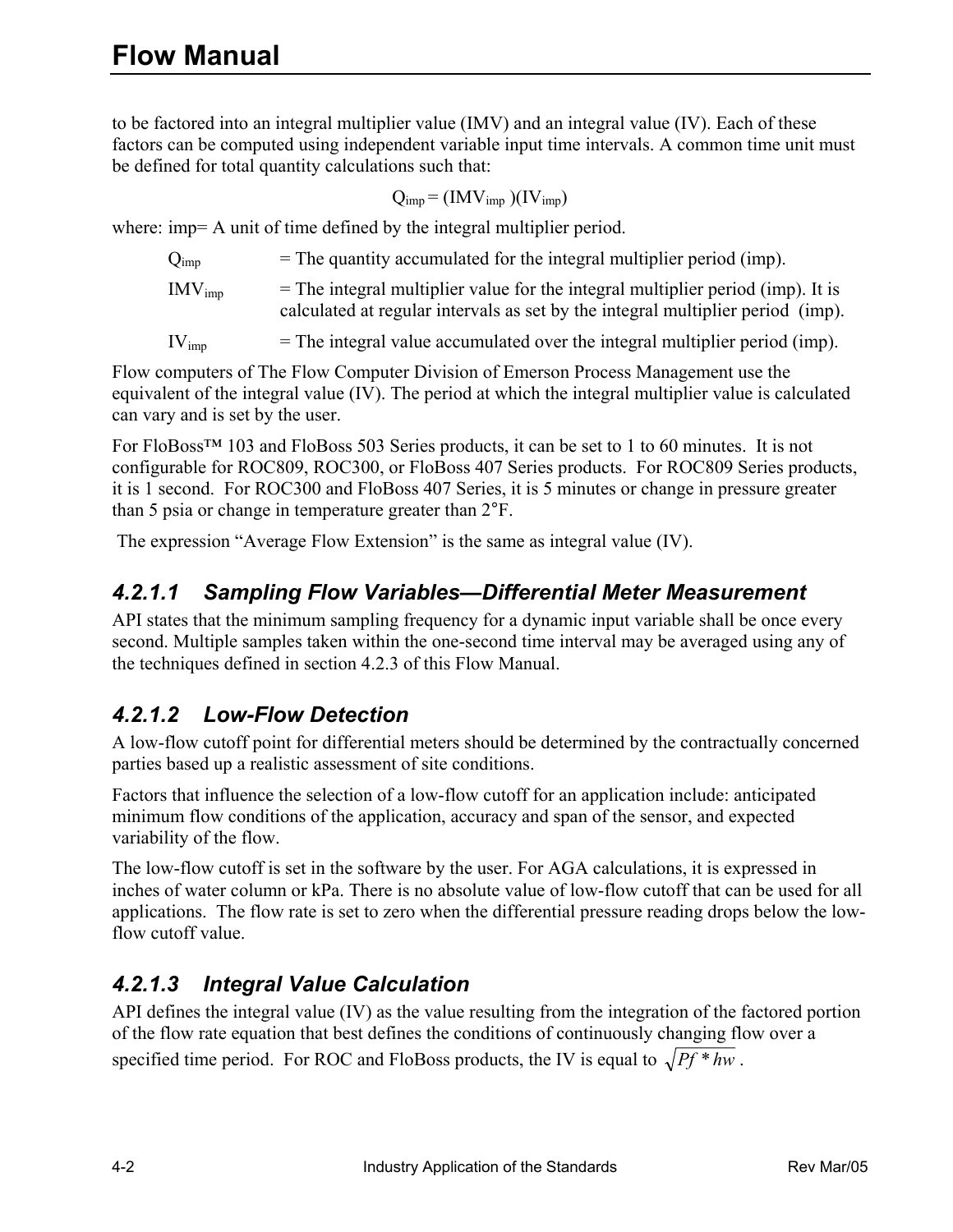to be factored into an integral multiplier value (IMV) and an integral value (IV). Each of these factors can be computed using independent variable input time intervals. A common time unit must be defined for total quantity calculations such that:

$$Q_{imp} = (IMV_{imp})(IV_{imp})$$

where: imp= A unit of time defined by the integral multiplier period.

$Q_{imp}$ = The quantity accumulated for the integral multiplier period (imp).

$IMV_{imp}$ = The integral multiplier value for the integral multiplier period (imp). It is calculated at regular intervals as set by the integral multiplier period (imp).

$IV_{imp}$ = The integral value accumulated over the integral multiplier period (imp).

Flow computers of The Flow Computer Division of Emerson Process Management use the equivalent of the integral value (IV). The period at which the integral multiplier value is calculated can vary and is set by the user.

For FloBoss™ 103 and FloBoss 503 Series products, it can be set to 1 to 60 minutes. It is not configurable for ROC809, ROC300, or FloBoss 407 Series products. For ROC809 Series products, it is 1 second. For ROC300 and FloBoss 407 Series, it is 5 minutes or change in pressure greater than 5 psia or change in temperature greater than 2°F.

The expression "Average Flow Extension" is the same as integral value (IV).

### *4.2.1.1 Sampling Flow Variables—Differential Meter Measurement*

API states that the minimum sampling frequency for a dynamic input variable shall be once every second. Multiple samples taken within the one-second time interval may be averaged using any of the techniques defined in section 4.2.3 of this Flow Manual.

### *4.2.1.2 Low-Flow Detection*

A low-flow cutoff point for differential meters should be determined by the contractually concerned parties based up a realistic assessment of site conditions.

Factors that influence the selection of a low-flow cutoff for an application include: anticipated minimum flow conditions of the application, accuracy and span of the sensor, and expected variability of the flow.

The low-flow cutoff is set in the software by the user. For AGA calculations, it is expressed in inches of water column or kPa. There is no absolute value of low-flow cutoff that can be used for all applications. The flow rate is set to zero when the differential pressure reading drops below the low-flow cutoff value.

### *4.2.1.3 Integral Value Calculation*

API defines the integral value (IV) as the value resulting from the integration of the factored portion of the flow rate equation that best defines the conditions of continuously changing flow over a specified time period. For ROC and FloBoss products, the IV is equal to $\sqrt{Pf * hw}$.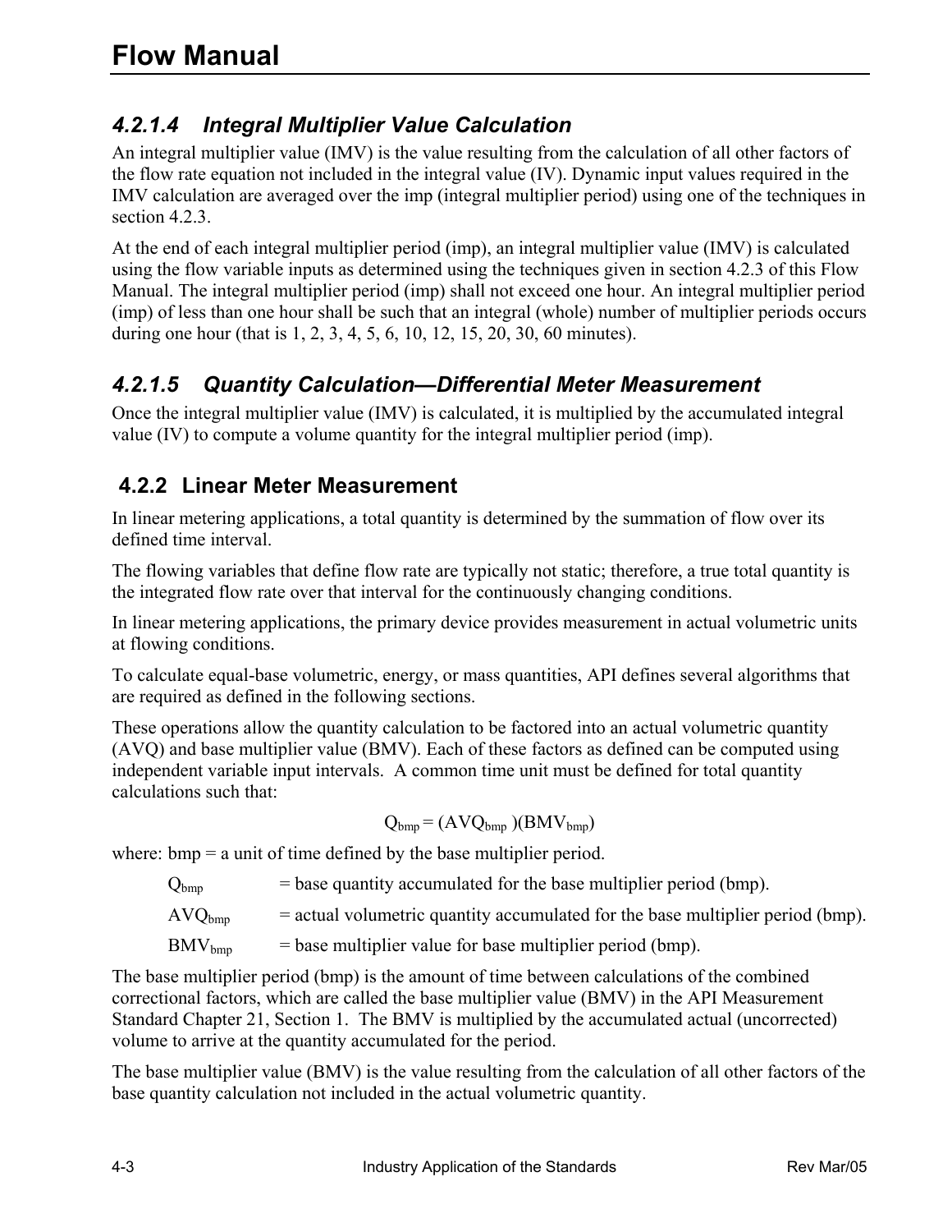#### 4.2.1.4 Integral Multiplier Value Calculation

An integral multiplier value (IMV) is the value resulting from the calculation of all other factors of the flow rate equation not included in the integral value (IV). Dynamic input values required in the IMV calculation are averaged over the imp (integral multiplier period) using one of the techniques in section 4.2.3.

At the end of each integral multiplier period (imp), an integral multiplier value (IMV) is calculated using the flow variable inputs as determined using the techniques given in section 4.2.3 of this Flow Manual. The integral multiplier period (imp) shall not exceed one hour. An integral multiplier period (imp) of less than one hour shall be such that an integral (whole) number of multiplier periods occurs during one hour (that is 1, 2, 3, 4, 5, 6, 10, 12, 15, 20, 30, 60 minutes).

#### 4.2.1.5 Quantity Calculation—Differential Meter Measurement

Once the integral multiplier value (IMV) is calculated, it is multiplied by the accumulated integral value (IV) to compute a volume quantity for the integral multiplier period (imp).

### 4.2.2 Linear Meter Measurement

In linear metering applications, a total quantity is determined by the summation of flow over its defined time interval.

The flowing variables that define flow rate are typically not static; therefore, a true total quantity is the integrated flow rate over that interval for the continuously changing conditions.

In linear metering applications, the primary device provides measurement in actual volumetric units at flowing conditions.

To calculate equal-base volumetric, energy, or mass quantities, API defines several algorithms that are required as defined in the following sections.

These operations allow the quantity calculation to be factored into an actual volumetric quantity (AVQ) and base multiplier value (BMV). Each of these factors as defined can be computed using independent variable input intervals. A common time unit must be defined for total quantity calculations such that:

$$Q_{bmp} = (AVQ_{bmp})(BMV_{bmp})$$

where: bmp = a unit of time defined by the base multiplier period.

$Q_{bmp}$ = base quantity accumulated for the base multiplier period (bmp).

$AVQ_{bmp}$ = actual volumetric quantity accumulated for the base multiplier period (bmp).

$BMV_{bmp}$ = base multiplier value for base multiplier period (bmp).

The base multiplier period (bmp) is the amount of time between calculations of the combined correctional factors, which are called the base multiplier value (BMV) in the API Measurement Standard Chapter 21, Section 1. The BMV is multiplied by the accumulated actual (uncorrected) volume to arrive at the quantity accumulated for the period.

The base multiplier value (BMV) is the value resulting from the calculation of all other factors of the base quantity calculation not included in the actual volumetric quantity.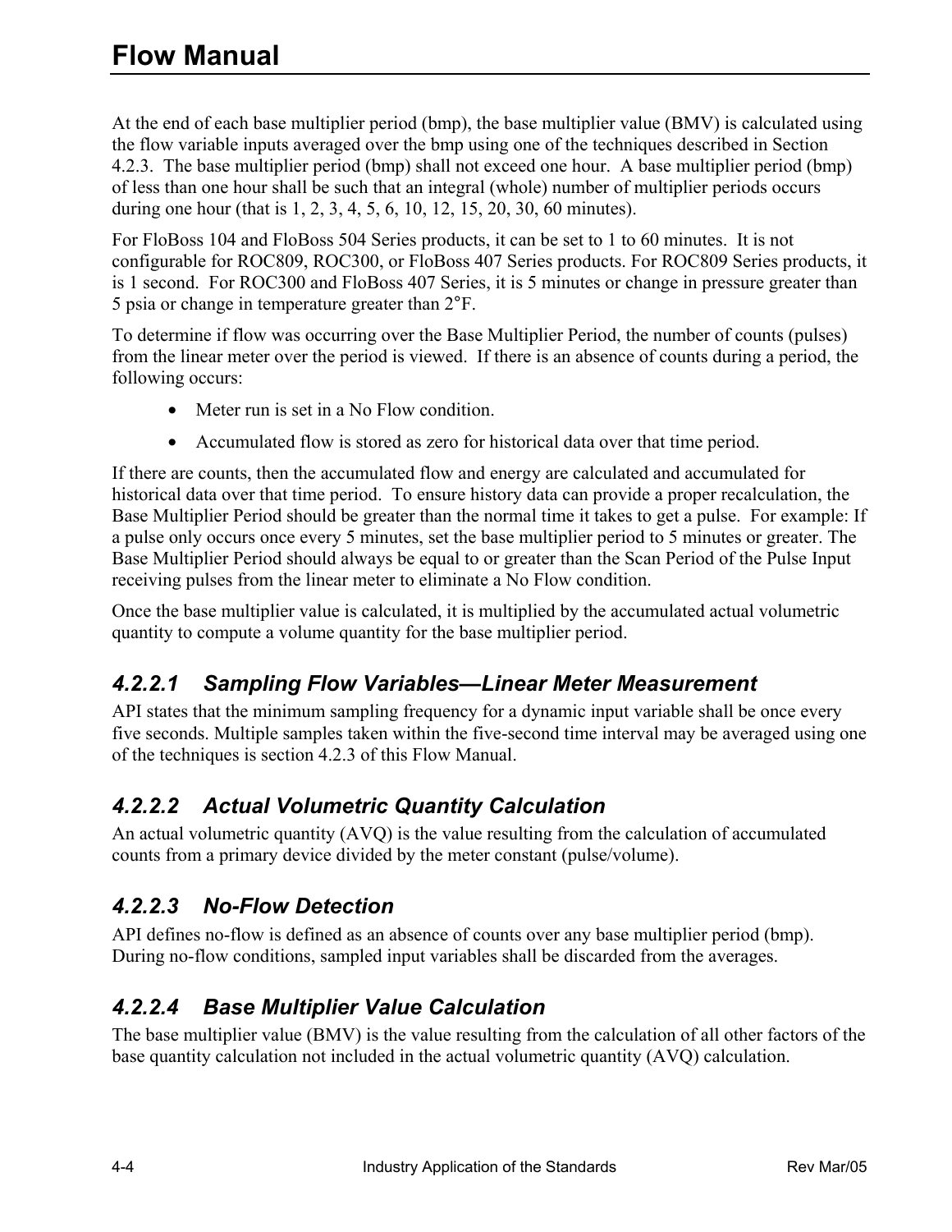At the end of each base multiplier period (bmp), the base multiplier value (BMV) is calculated using the flow variable inputs averaged over the bmp using one of the techniques described in Section 4.2.3. The base multiplier period (bmp) shall not exceed one hour. A base multiplier period (bmp) of less than one hour shall be such that an integral (whole) number of multiplier periods occurs during one hour (that is 1, 2, 3, 4, 5, 6, 10, 12, 15, 20, 30, 60 minutes).

For FloBoss 104 and FloBoss 504 Series products, it can be set to 1 to 60 minutes. It is not configurable for ROC809, ROC300, or FloBoss 407 Series products. For ROC809 Series products, it is 1 second. For ROC300 and FloBoss 407 Series, it is 5 minutes or change in pressure greater than 5 psia or change in temperature greater than 2°F.

To determine if flow was occurring over the Base Multiplier Period, the number of counts (pulses) from the linear meter over the period is viewed. If there is an absence of counts during a period, the following occurs:

- Meter run is set in a No Flow condition.
- Accumulated flow is stored as zero for historical data over that time period.

If there are counts, then the accumulated flow and energy are calculated and accumulated for historical data over that time period. To ensure history data can provide a proper recalculation, the Base Multiplier Period should be greater than the normal time it takes to get a pulse. For example: If a pulse only occurs once every 5 minutes, set the base multiplier period to 5 minutes or greater. The Base Multiplier Period should always be equal to or greater than the Scan Period of the Pulse Input receiving pulses from the linear meter to eliminate a No Flow condition.

Once the base multiplier value is calculated, it is multiplied by the accumulated actual volumetric quantity to compute a volume quantity for the base multiplier period.

#### *4.2.2.1 Sampling Flow Variables—Linear Meter Measurement*

API states that the minimum sampling frequency for a dynamic input variable shall be once every five seconds. Multiple samples taken within the five-second time interval may be averaged using one of the techniques is section 4.2.3 of this Flow Manual.

#### *4.2.2.2 Actual Volumetric Quantity Calculation*

An actual volumetric quantity (AVQ) is the value resulting from the calculation of accumulated counts from a primary device divided by the meter constant (pulse/volume).

#### *4.2.2.3 No-Flow Detection*

API defines no-flow is defined as an absence of counts over any base multiplier period (bmp). During no-flow conditions, sampled input variables shall be discarded from the averages.

#### *4.2.2.4 Base Multiplier Value Calculation*

The base multiplier value (BMV) is the value resulting from the calculation of all other factors of the base quantity calculation not included in the actual volumetric quantity (AVQ) calculation.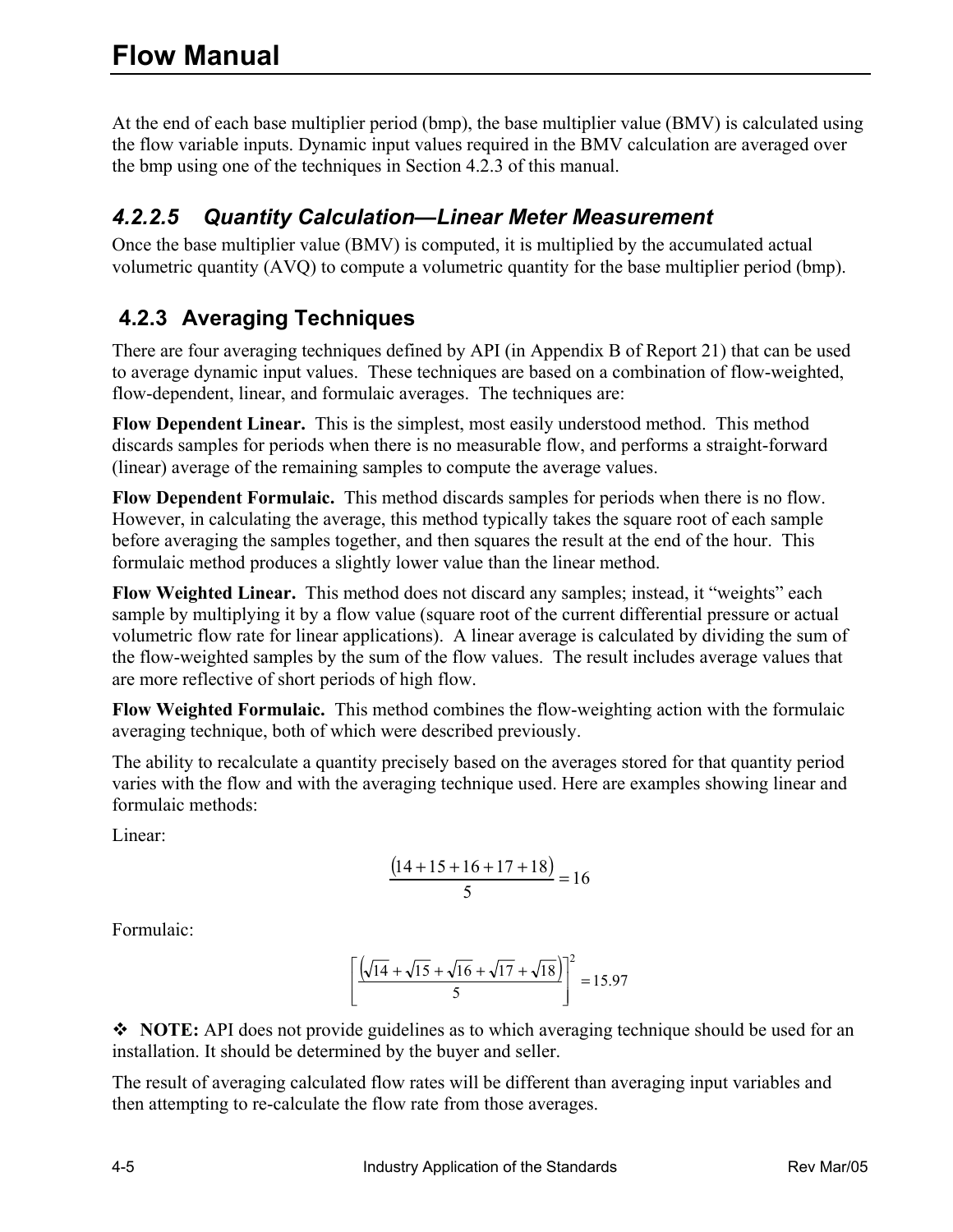At the end of each base multiplier period (bmp), the base multiplier value (BMV) is calculated using the flow variable inputs. Dynamic input values required in the BMV calculation are averaged over the bmp using one of the techniques in Section 4.2.3 of this manual.

#### *4.2.2.5 Quantity Calculation—Linear Meter Measurement*

Once the base multiplier value (BMV) is computed, it is multiplied by the accumulated actual volumetric quantity (AVQ) to compute a volumetric quantity for the base multiplier period (bmp).

### 4.2.3 Averaging Techniques

There are four averaging techniques defined by API (in Appendix B of Report 21) that can be used to average dynamic input values. These techniques are based on a combination of flow-weighted, flow-dependent, linear, and formulaic averages. The techniques are:

**Flow Dependent Linear.** This is the simplest, most easily understood method. This method discards samples for periods when there is no measurable flow, and performs a straight-forward (linear) average of the remaining samples to compute the average values.

**Flow Dependent Formulaic.** This method discards samples for periods when there is no flow. However, in calculating the average, this method typically takes the square root of each sample before averaging the samples together, and then squares the result at the end of the hour. This formulaic method produces a slightly lower value than the linear method.

**Flow Weighted Linear.** This method does not discard any samples; instead, it "weights" each sample by multiplying it by a flow value (square root of the current differential pressure or actual volumetric flow rate for linear applications). A linear average is calculated by dividing the sum of the flow-weighted samples by the sum of the flow values. The result includes average values that are more reflective of short periods of high flow.

**Flow Weighted Formulaic.** This method combines the flow-weighting action with the formulaic averaging technique, both of which were described previously.

The ability to recalculate a quantity precisely based on the averages stored for that quantity period varies with the flow and with the averaging technique used. Here are examples showing linear and formulaic methods:

Linear:

$$\frac{(14+15+16+17+18)}{5}=16$$

Formulaic:

$$\left[\frac{\left(\sqrt{14}+\sqrt{15}+\sqrt{16}+\sqrt{17}+\sqrt{18}\right)}{5}\right]^2=15.97$$

❖ **NOTE:** API does not provide guidelines as to which averaging technique should be used for an installation. It should be determined by the buyer and seller.

The result of averaging calculated flow rates will be different than averaging input variables and then attempting to re-calculate the flow rate from those averages.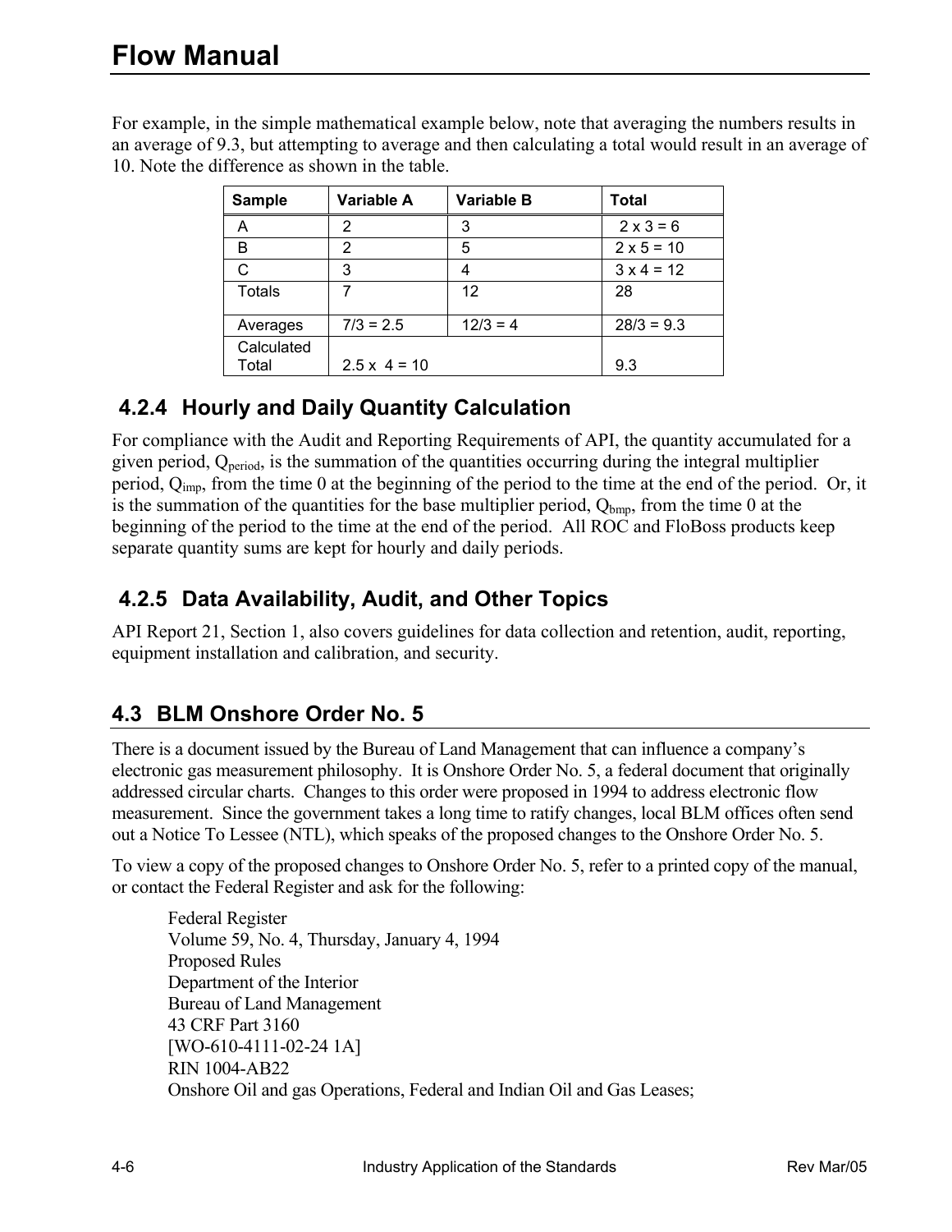For example, in the simple mathematical example below, note that averaging the numbers results in an average of 9.3, but attempting to average and then calculating a total would result in an average of 10. Note the difference as shown in the table.

| Sample | Variable A | Variable B | Total |
|---|---|---|---|
| A | 2 | 3 | 2 x 3 = 6 |
| B | 2 | 5 | 2 x 5 = 10 |
| C | 3 | 4 | 3 x 4 = 12 |
| Totals | 7 | 12 | 28 |
| Averages | 7/3 = 2.5 | 12/3 = 4 | 28/3 = 9.3 |
| Calculated Total | 2.5 x 4 = 10 | | 9.3 |

### 4.2.4 Hourly and Daily Quantity Calculation

For compliance with the Audit and Reporting Requirements of API, the quantity accumulated for a given period, $Q_{period}$, is the summation of the quantities occurring during the integral multiplier period, $Q_{imp}$, from the time 0 at the beginning of the period to the time at the end of the period. Or, it is the summation of the quantities for the base multiplier period, $Q_{bmp}$, from the time 0 at the beginning of the period to the time at the end of the period. All ROC and FloBoss products keep separate quantity sums are kept for hourly and daily periods.

### 4.2.5 Data Availability, Audit, and Other Topics

API Report 21, Section 1, also covers guidelines for data collection and retention, audit, reporting, equipment installation and calibration, and security.

## 4.3 BLM Onshore Order No. 5

There is a document issued by the Bureau of Land Management that can influence a company's electronic gas measurement philosophy. It is Onshore Order No. 5, a federal document that originally addressed circular charts. Changes to this order were proposed in 1994 to address electronic flow measurement. Since the government takes a long time to ratify changes, local BLM offices often send out a Notice To Lessee (NTL), which speaks of the proposed changes to the Onshore Order No. 5.

To view a copy of the proposed changes to Onshore Order No. 5, refer to a printed copy of the manual, or contact the Federal Register and ask for the following:

Federal Register
Volume 59, No. 4, Thursday, January 4, 1994
Proposed Rules
Department of the Interior
Bureau of Land Management
43 CRF Part 3160
[WO-610-4111-02-24 1A]
RIN 1004-AB22
Onshore Oil and gas Operations, Federal and Indian Oil and Gas Leases;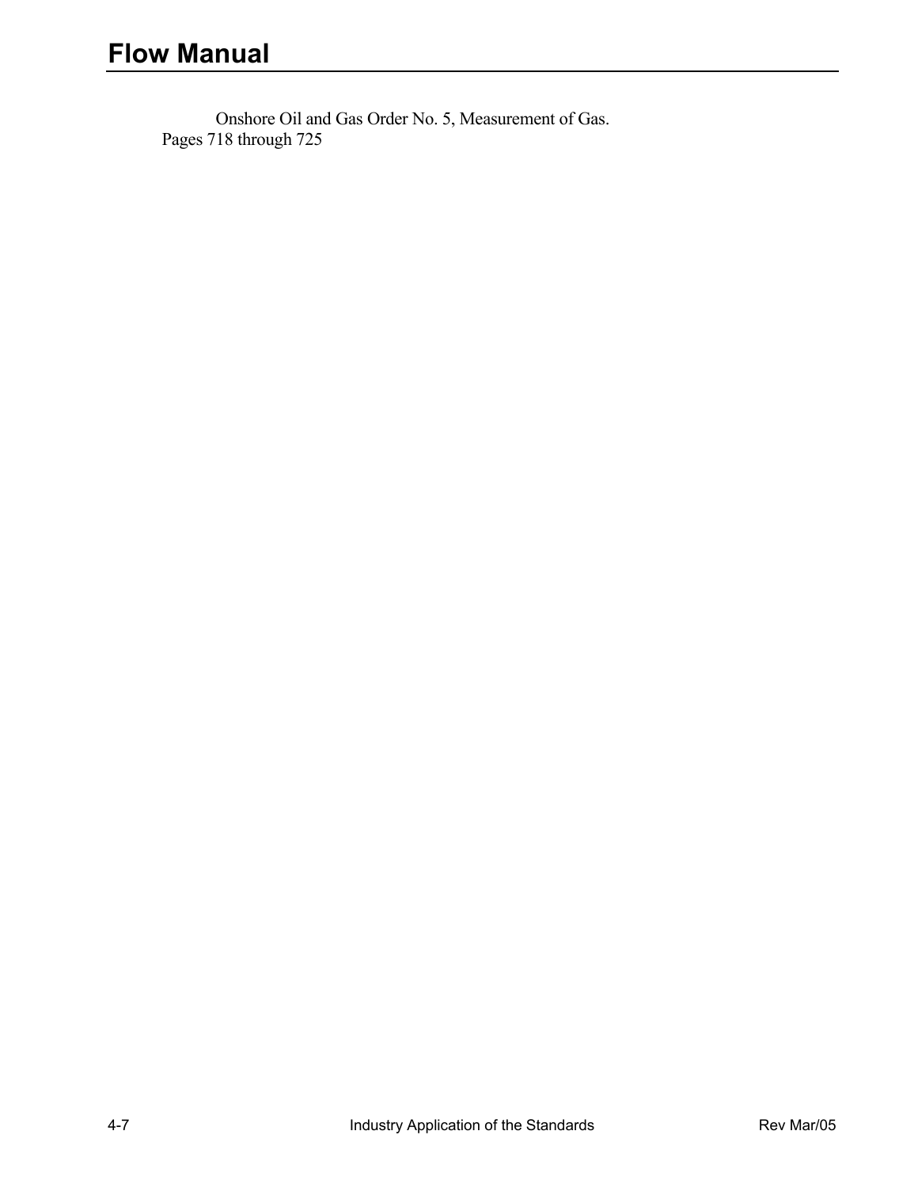Onshore Oil and Gas Order No. 5, Measurement of Gas.
Pages 718 through 725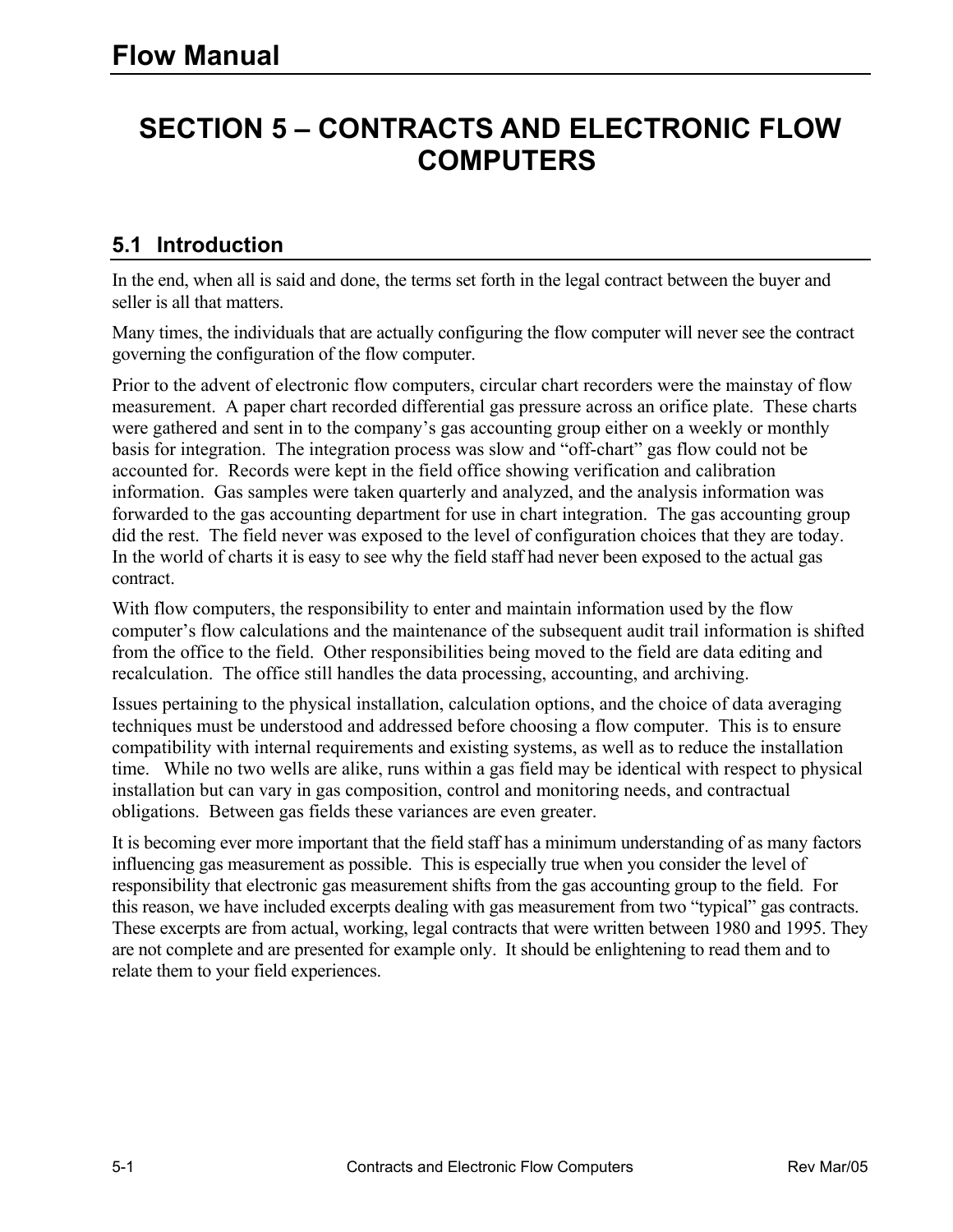# SECTION 5 – CONTRACTS AND ELECTRONIC FLOW COMPUTERS

## 5.1 Introduction

In the end, when all is said and done, the terms set forth in the legal contract between the buyer and seller is all that matters.

Many times, the individuals that are actually configuring the flow computer will never see the contract governing the configuration of the flow computer.

Prior to the advent of electronic flow computers, circular chart recorders were the mainstay of flow measurement. A paper chart recorded differential gas pressure across an orifice plate. These charts were gathered and sent in to the company's gas accounting group either on a weekly or monthly basis for integration. The integration process was slow and "off-chart" gas flow could not be accounted for. Records were kept in the field office showing verification and calibration information. Gas samples were taken quarterly and analyzed, and the analysis information was forwarded to the gas accounting department for use in chart integration. The gas accounting group did the rest. The field never was exposed to the level of configuration choices that they are today. In the world of charts it is easy to see why the field staff had never been exposed to the actual gas contract.

With flow computers, the responsibility to enter and maintain information used by the flow computer's flow calculations and the maintenance of the subsequent audit trail information is shifted from the office to the field. Other responsibilities being moved to the field are data editing and recalculation. The office still handles the data processing, accounting, and archiving.

Issues pertaining to the physical installation, calculation options, and the choice of data averaging techniques must be understood and addressed before choosing a flow computer. This is to ensure compatibility with internal requirements and existing systems, as well as to reduce the installation time. While no two wells are alike, runs within a gas field may be identical with respect to physical installation but can vary in gas composition, control and monitoring needs, and contractual obligations. Between gas fields these variances are even greater.

It is becoming ever more important that the field staff has a minimum understanding of as many factors influencing gas measurement as possible. This is especially true when you consider the level of responsibility that electronic gas measurement shifts from the gas accounting group to the field. For this reason, we have included excerpts dealing with gas measurement from two "typical" gas contracts. These excerpts are from actual, working, legal contracts that were written between 1980 and 1995. They are not complete and are presented for example only. It should be enlightening to read them and to relate them to your field experiences.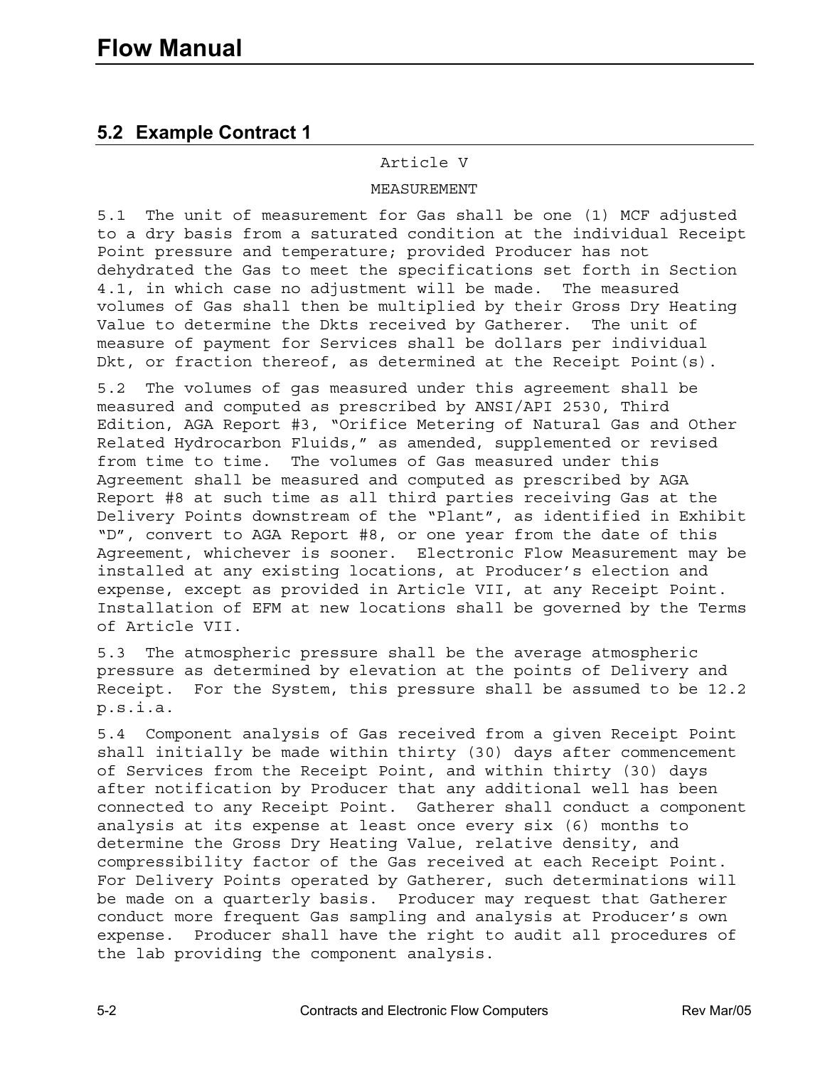## 5.2 Example Contract 1

Article V

MEASUREMENT

5.1 The unit of measurement for Gas shall be one (1) MCF adjusted to a dry basis from a saturated condition at the individual Receipt Point pressure and temperature; provided Producer has not dehydrated the Gas to meet the specifications set forth in Section 4.1, in which case no adjustment will be made. The measured volumes of Gas shall then be multiplied by their Gross Dry Heating Value to determine the Dkts received by Gatherer. The unit of measure of payment for Services shall be dollars per individual Dkt, or fraction thereof, as determined at the Receipt Point(s).

5.2 The volumes of gas measured under this agreement shall be measured and computed as prescribed by ANSI/API 2530, Third Edition, AGA Report #3, "Orifice Metering of Natural Gas and Other Related Hydrocarbon Fluids," as amended, supplemented or revised from time to time. The volumes of Gas measured under this Agreement shall be measured and computed as prescribed by AGA Report #8 at such time as all third parties receiving Gas at the Delivery Points downstream of the "Plant", as identified in Exhibit "D", convert to AGA Report #8, or one year from the date of this Agreement, whichever is sooner. Electronic Flow Measurement may be installed at any existing locations, at Producer's election and expense, except as provided in Article VII, at any Receipt Point. Installation of EFM at new locations shall be governed by the Terms of Article VII.

5.3 The atmospheric pressure shall be the average atmospheric pressure as determined by elevation at the points of Delivery and Receipt. For the System, this pressure shall be assumed to be 12.2 p.s.i.a.

5.4 Component analysis of Gas received from a given Receipt Point shall initially be made within thirty (30) days after commencement of Services from the Receipt Point, and within thirty (30) days after notification by Producer that any additional well has been connected to any Receipt Point. Gatherer shall conduct a component analysis at its expense at least once every six (6) months to determine the Gross Dry Heating Value, relative density, and compressibility factor of the Gas received at each Receipt Point. For Delivery Points operated by Gatherer, such determinations will be made on a quarterly basis. Producer may request that Gatherer conduct more frequent Gas sampling and analysis at Producer's own expense. Producer shall have the right to audit all procedures of the lab providing the component analysis.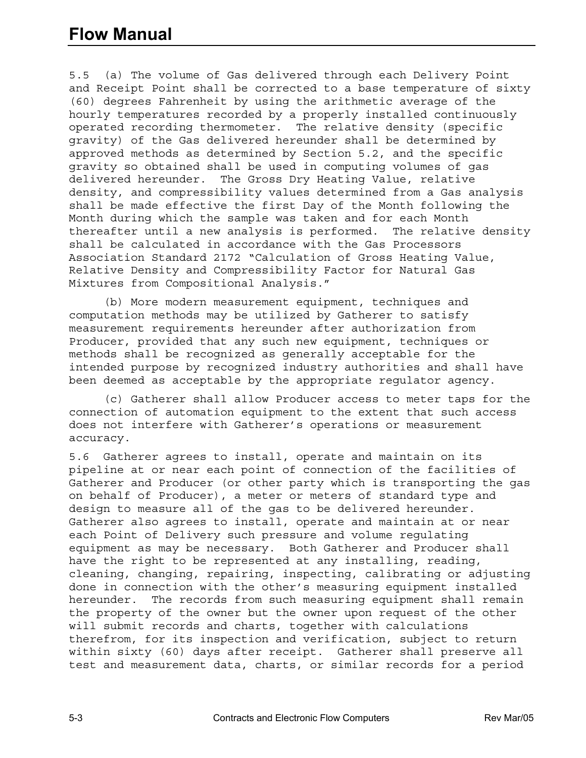5.5 (a) The volume of Gas delivered through each Delivery Point and Receipt Point shall be corrected to a base temperature of sixty (60) degrees Fahrenheit by using the arithmetic average of the hourly temperatures recorded by a properly installed continuously operated recording thermometer. The relative density (specific gravity) of the Gas delivered hereunder shall be determined by approved methods as determined by Section 5.2, and the specific gravity so obtained shall be used in computing volumes of gas delivered hereunder. The Gross Dry Heating Value, relative density, and compressibility values determined from a Gas analysis shall be made effective the first Day of the Month following the Month during which the sample was taken and for each Month thereafter until a new analysis is performed. The relative density shall be calculated in accordance with the Gas Processors Association Standard 2172 "Calculation of Gross Heating Value, Relative Density and Compressibility Factor for Natural Gas Mixtures from Compositional Analysis."

(b) More modern measurement equipment, techniques and computation methods may be utilized by Gatherer to satisfy measurement requirements hereunder after authorization from Producer, provided that any such new equipment, techniques or methods shall be recognized as generally acceptable for the intended purpose by recognized industry authorities and shall have been deemed as acceptable by the appropriate regulator agency.

(c) Gatherer shall allow Producer access to meter taps for the connection of automation equipment to the extent that such access does not interfere with Gatherer's operations or measurement accuracy.

5.6 Gatherer agrees to install, operate and maintain on its pipeline at or near each point of connection of the facilities of Gatherer and Producer (or other party which is transporting the gas on behalf of Producer), a meter or meters of standard type and design to measure all of the gas to be delivered hereunder. Gatherer also agrees to install, operate and maintain at or near each Point of Delivery such pressure and volume regulating equipment as may be necessary. Both Gatherer and Producer shall have the right to be represented at any installing, reading, cleaning, changing, repairing, inspecting, calibrating or adjusting done in connection with the other's measuring equipment installed hereunder. The records from such measuring equipment shall remain the property of the owner but the owner upon request of the other will submit records and charts, together with calculations therefrom, for its inspection and verification, subject to return within sixty (60) days after receipt. Gatherer shall preserve all test and measurement data, charts, or similar records for a period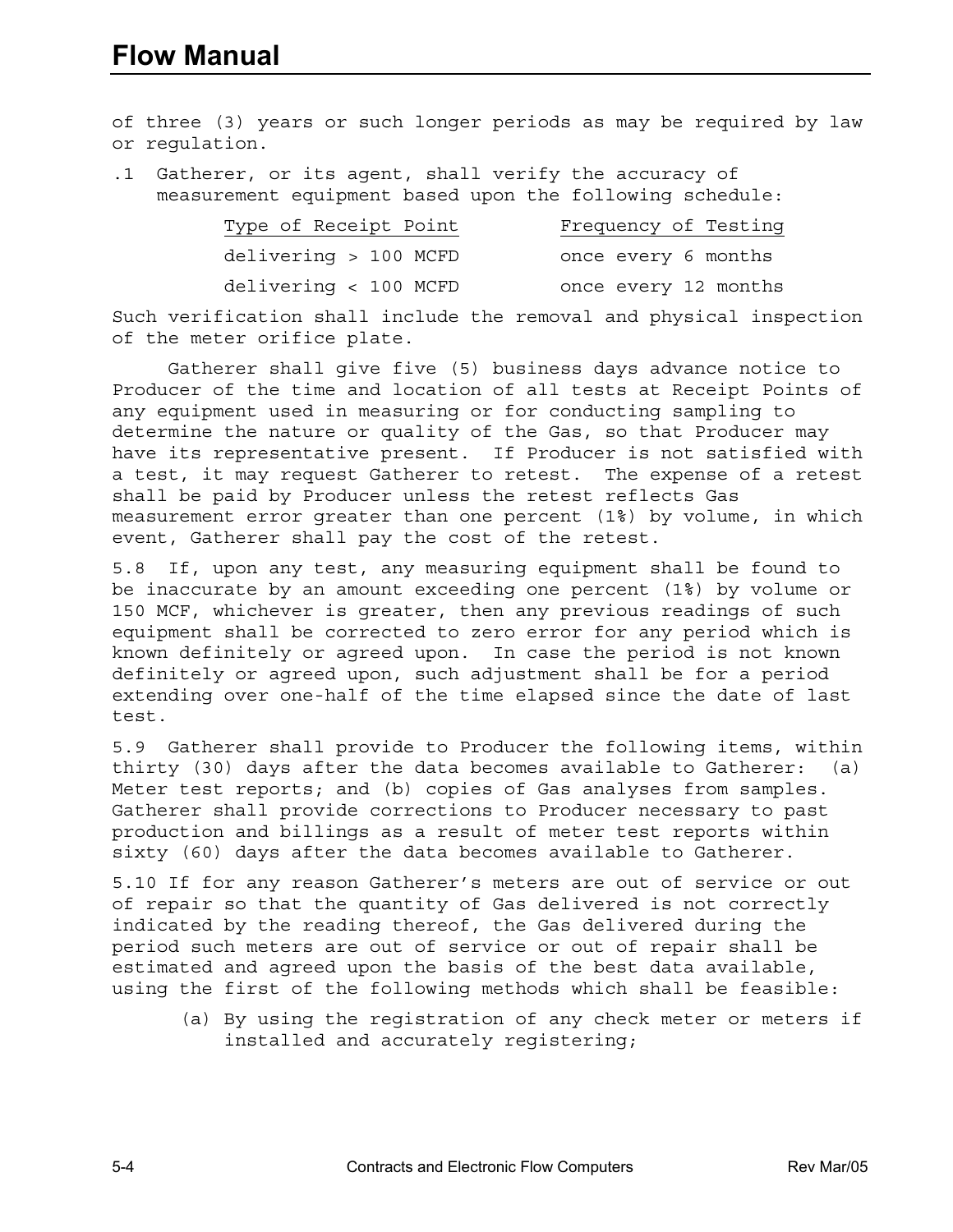of three (3) years or such longer periods as may be required by law or regulation.

.1 Gatherer, or its agent, shall verify the accuracy of measurement equipment based upon the following schedule:

| Type of Receipt Point | Frequency of Testing |
| --- | --- |
| delivering > 100 MCFD | once every 6 months |
| delivering < 100 MCFD | once every 12 months |

Such verification shall include the removal and physical inspection of the meter orifice plate.

Gatherer shall give five (5) business days advance notice to Producer of the time and location of all tests at Receipt Points of any equipment used in measuring or for conducting sampling to determine the nature or quality of the Gas, so that Producer may have its representative present. If Producer is not satisfied with a test, it may request Gatherer to retest. The expense of a retest shall be paid by Producer unless the retest reflects Gas measurement error greater than one percent (1%) by volume, in which event, Gatherer shall pay the cost of the retest.

5.8 If, upon any test, any measuring equipment shall be found to be inaccurate by an amount exceeding one percent (1%) by volume or 150 MCF, whichever is greater, then any previous readings of such equipment shall be corrected to zero error for any period which is known definitely or agreed upon. In case the period is not known definitely or agreed upon, such adjustment shall be for a period extending over one-half of the time elapsed since the date of last test.

5.9 Gatherer shall provide to Producer the following items, within thirty (30) days after the data becomes available to Gatherer: (a) Meter test reports; and (b) copies of Gas analyses from samples. Gatherer shall provide corrections to Producer necessary to past production and billings as a result of meter test reports within sixty (60) days after the data becomes available to Gatherer.

5.10 If for any reason Gatherer's meters are out of service or out of repair so that the quantity of Gas delivered is not correctly indicated by the reading thereof, the Gas delivered during the period such meters are out of service or out of repair shall be estimated and agreed upon the basis of the best data available, using the first of the following methods which shall be feasible:

(a) By using the registration of any check meter or meters if installed and accurately registering;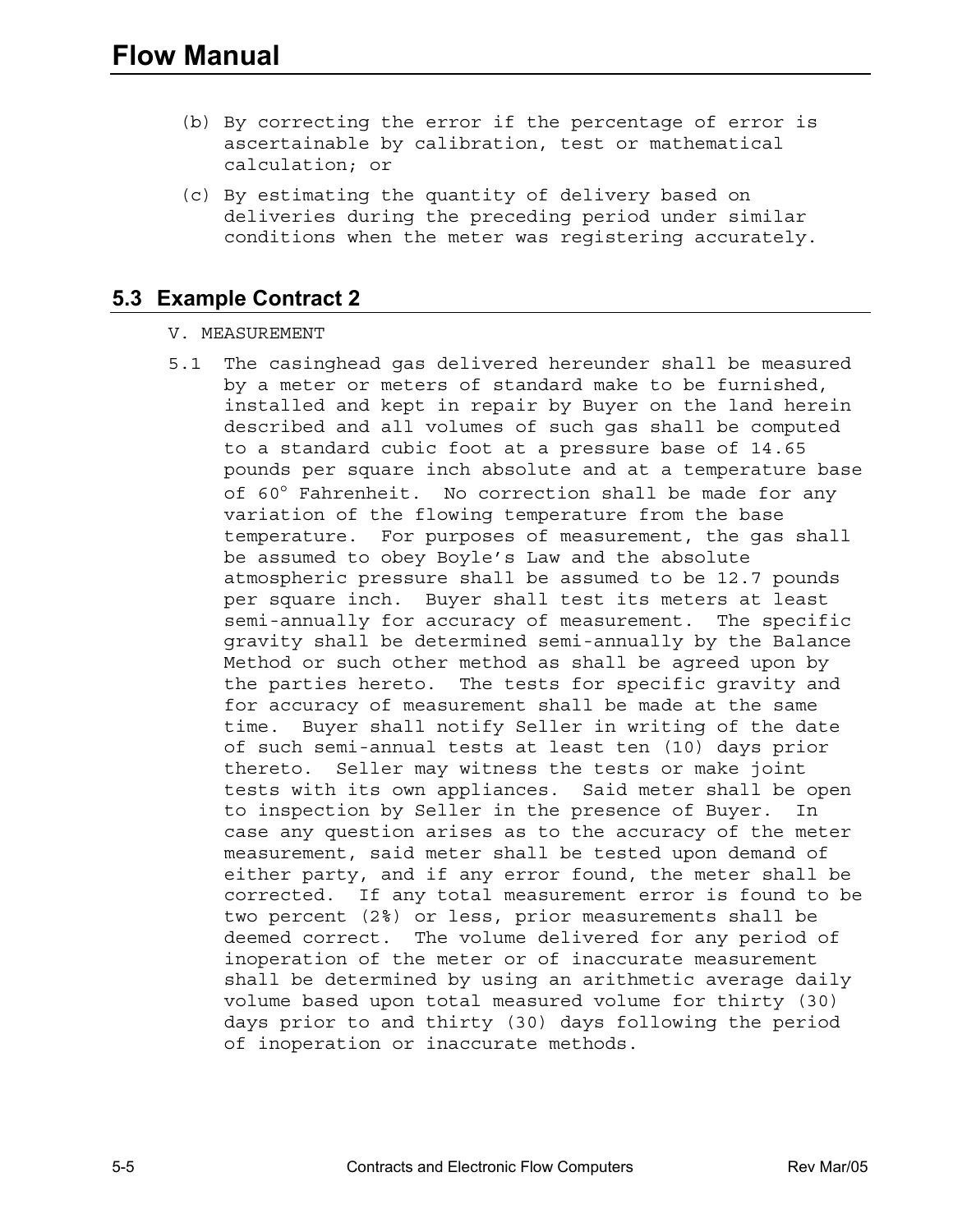(b) By correcting the error if the percentage of error is ascertainable by calibration, test or mathematical calculation; or

(c) By estimating the quantity of delivery based on deliveries during the preceding period under similar conditions when the meter was registering accurately.

## 5.3 Example Contract 2

V. MEASUREMENT

5.1 The casinghead gas delivered hereunder shall be measured by a meter or meters of standard make to be furnished, installed and kept in repair by Buyer on the land herein described and all volumes of such gas shall be computed to a standard cubic foot at a pressure base of 14.65 pounds per square inch absolute and at a temperature base of 60° Fahrenheit. No correction shall be made for any variation of the flowing temperature from the base temperature. For purposes of measurement, the gas shall be assumed to obey Boyle's Law and the absolute atmospheric pressure shall be assumed to be 12.7 pounds per square inch. Buyer shall test its meters at least semi-annually for accuracy of measurement. The specific gravity shall be determined semi-annually by the Balance Method or such other method as shall be agreed upon by the parties hereto. The tests for specific gravity and for accuracy of measurement shall be made at the same time. Buyer shall notify Seller in writing of the date of such semi-annual tests at least ten (10) days prior thereto. Seller may witness the tests or make joint tests with its own appliances. Said meter shall be open to inspection by Seller in the presence of Buyer. In case any question arises as to the accuracy of the meter measurement, said meter shall be tested upon demand of either party, and if any error found, the meter shall be corrected. If any total measurement error is found to be two percent (2%) or less, prior measurements shall be deemed correct. The volume delivered for any period of inoperation of the meter or of inaccurate measurement shall be determined by using an arithmetic average daily volume based upon total measured volume for thirty (30) days prior to and thirty (30) days following the period of inoperation or inaccurate methods.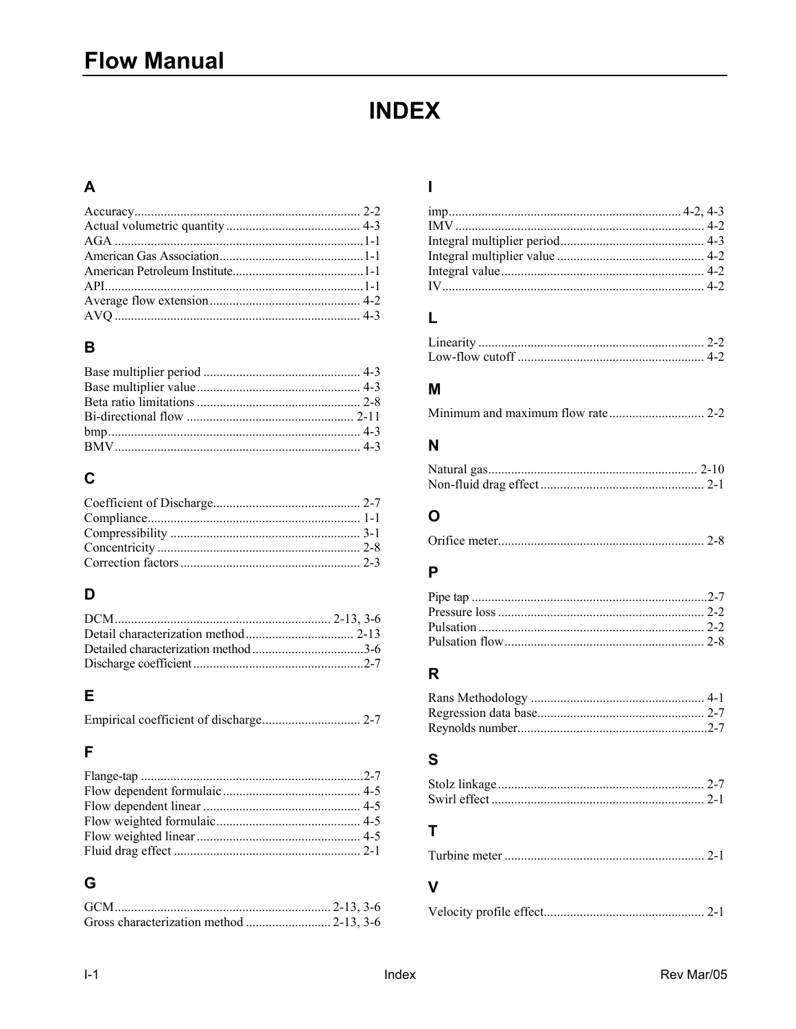# INDEX

## A

Accuracy .......... 2-2
Actual volumetric quantity .......... 4-3
AGA .......... 1-1
American Gas Association .......... 1-1
American Petroleum Institute .......... 1-1
API .......... 1-1
Average flow extension .......... 4-2
AVQ .......... 4-3

## B

Base multiplier period .......... 4-3
Base multiplier value .......... 4-3
Beta ratio limitations .......... 2-8
Bi-directional flow .......... 2-11
bmp .......... 4-3
BMV .......... 4-3

## C

Coefficient of Discharge .......... 2-7
Compliance .......... 1-1
Compressibility .......... 3-1
Concentricity .......... 2-8
Correction factors .......... 2-3

## D

DCM .......... 2-13, 3-6
Detail characterization method .......... 2-13
Detailed characterization method .......... 3-6
Discharge coefficient .......... 2-7

## E

Empirical coefficient of discharge .......... 2-7

## F

Flange-tap .......... 2-7
Flow dependent formulaic .......... 4-5
Flow dependent linear .......... 4-5
Flow weighted formulaic .......... 4-5
Flow weighted linear .......... 4-5
Fluid drag effect .......... 2-1

## G

GCM .......... 2-13, 3-6
Gross characterization method .......... 2-13, 3-6

## I

imp .......... 4-2, 4-3
IMV .......... 4-2
Integral multiplier period .......... 4-3
Integral multiplier value .......... 4-2
Integral value .......... 4-2
IV .......... 4-2

## L

Linearity .......... 2-2
Low-flow cutoff .......... 4-2

## M

Minimum and maximum flow rate .......... 2-2

## N

Natural gas .......... 2-10
Non-fluid drag effect .......... 2-1

## O

Orifice meter .......... 2-8

## P

Pipe tap .......... 2-7
Pressure loss .......... 2-2
Pulsation .......... 2-2
Pulsation flow .......... 2-8

## R

Rans Methodology .......... 4-1
Regression data base .......... 2-7
Reynolds number .......... 2-7

## S

Stolz linkage .......... 2-7
Swirl effect .......... 2-1

## T

Turbine meter .......... 2-1

## V

Velocity profile effect .......... 2-1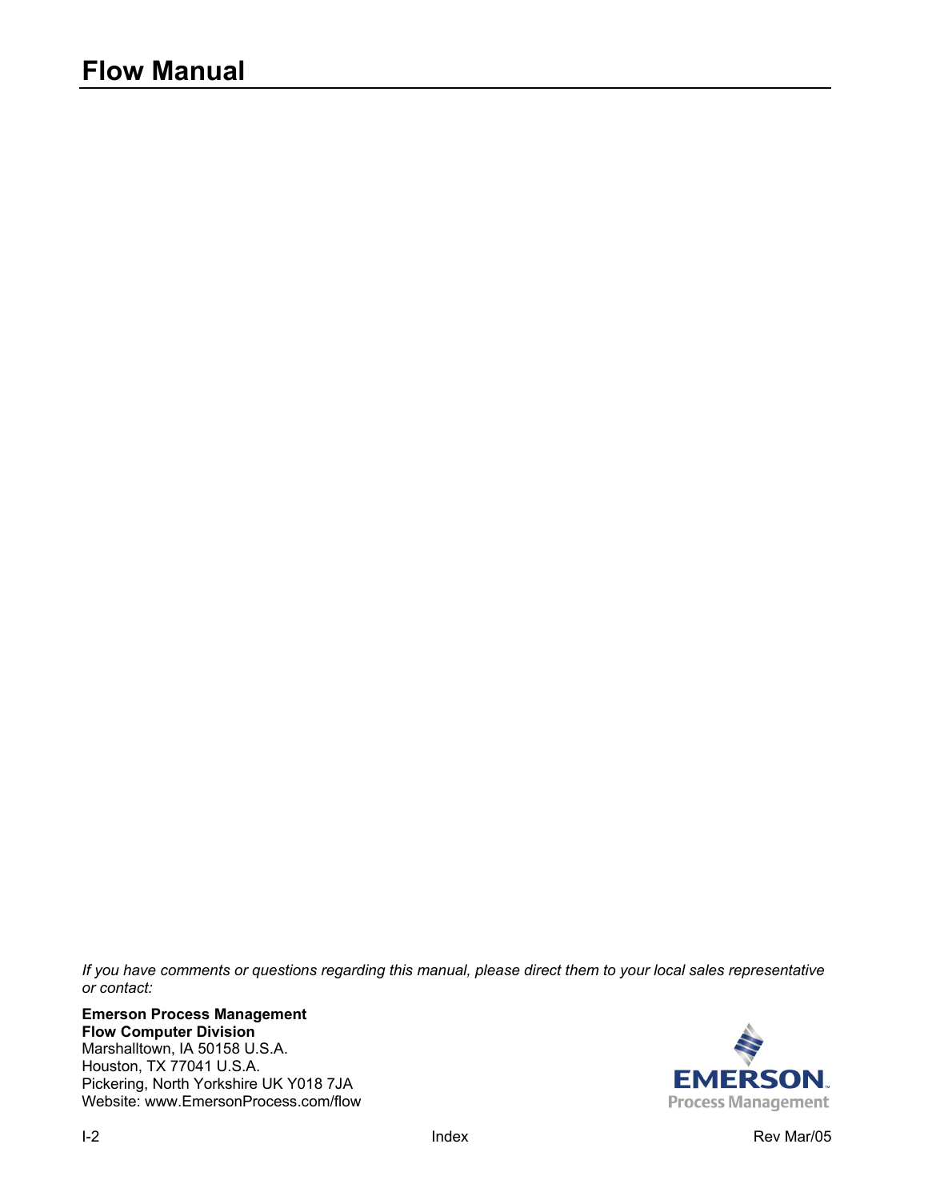*If you have comments or questions regarding this manual, please direct them to your local sales representative or contact:*

**Emerson Process Management**
**Flow Computer Division**
Marshalltown, IA 50158 U.S.A.
Houston, TX 77041 U.S.A.
Pickering, North Yorkshire UK Y018 7JA
Website: www.EmersonProcess.com/flow